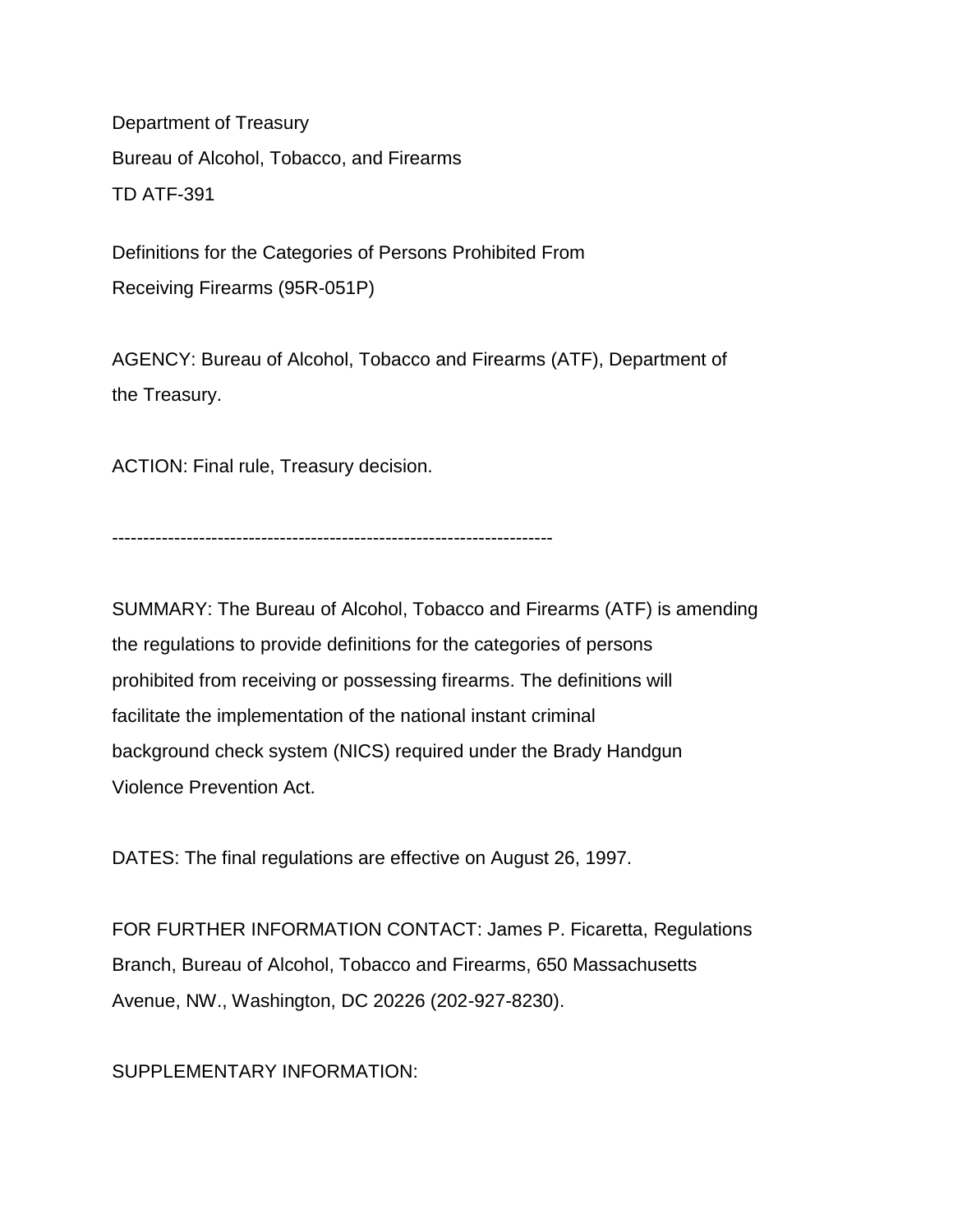Department of Treasury

Bureau of Alcohol, Tobacco, and Firearms

TD ATF-391

Definitions for the Categories of Persons Prohibited From Receiving Firearms (95R-051P)

AGENCY: Bureau of Alcohol, Tobacco and Firearms (ATF), Department of the Treasury.

ACTION: Final rule, Treasury decision.

---

SUMMARY: The Bureau of Alcohol, Tobacco and Firearms (ATF) is amending the regulations to provide definitions for the categories of persons prohibited from receiving or possessing firearms. The definitions will facilitate the implementation of the national instant criminal background check system (NICS) required under the Brady Handgun Violence Prevention Act.

DATES: The final regulations are effective on August 26, 1997.

FOR FURTHER INFORMATION CONTACT: James P. Ficaretta, Regulations Branch, Bureau of Alcohol, Tobacco and Firearms, 650 Massachusetts Avenue, NW., Washington, DC 20226 (202-927-8230).

SUPPLEMENTARY INFORMATION: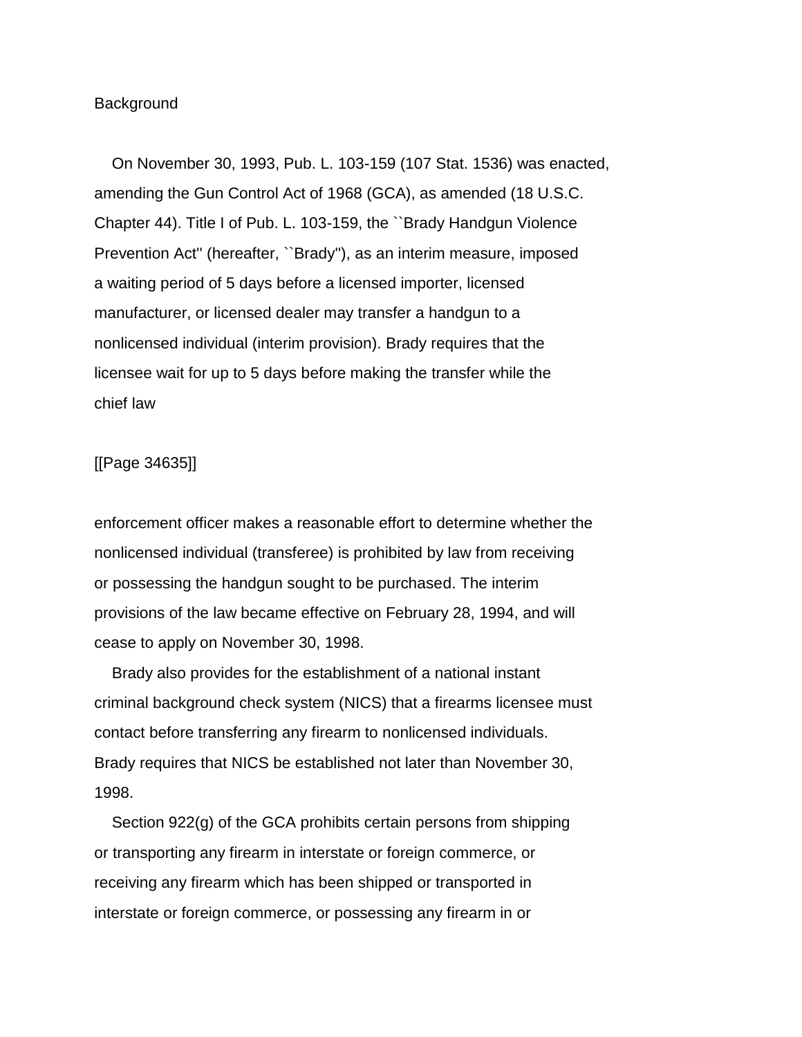Background

On November 30, 1993, Pub. L. 103-159 (107 Stat. 1536) was enacted, amending the Gun Control Act of 1968 (GCA), as amended (18 U.S.C. Chapter 44). Title I of Pub. L. 103-159, the ``Brady Handgun Violence Prevention Act'' (hereafter, ``Brady''), as an interim measure, imposed a waiting period of 5 days before a licensed importer, licensed manufacturer, or licensed dealer may transfer a handgun to a nonlicensed individual (interim provision). Brady requires that the licensee wait for up to 5 days before making the transfer while the chief law

[[Page 34635]]

enforcement officer makes a reasonable effort to determine whether the nonlicensed individual (transferee) is prohibited by law from receiving or possessing the handgun sought to be purchased. The interim provisions of the law became effective on February 28, 1994, and will cease to apply on November 30, 1998.

Brady also provides for the establishment of a national instant criminal background check system (NICS) that a firearms licensee must contact before transferring any firearm to nonlicensed individuals. Brady requires that NICS be established not later than November 30, 1998.

Section 922(g) of the GCA prohibits certain persons from shipping or transporting any firearm in interstate or foreign commerce, or receiving any firearm which has been shipped or transported in interstate or foreign commerce, or possessing any firearm in or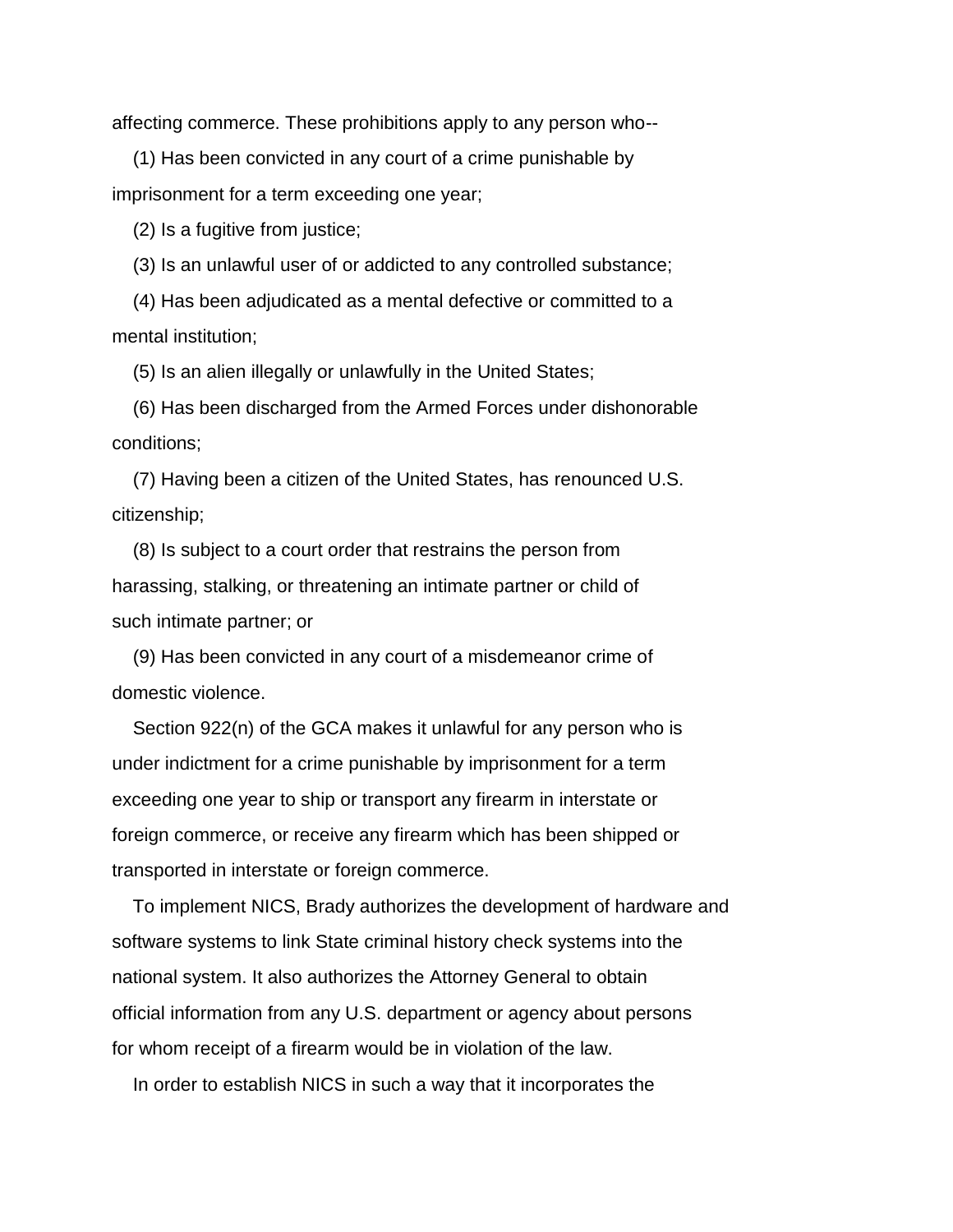affecting commerce. These prohibitions apply to any person who--

(1) Has been convicted in any court of a crime punishable by imprisonment for a term exceeding one year;

(2) Is a fugitive from justice;

(3) Is an unlawful user of or addicted to any controlled substance;

(4) Has been adjudicated as a mental defective or committed to a mental institution;

(5) Is an alien illegally or unlawfully in the United States;

(6) Has been discharged from the Armed Forces under dishonorable conditions;

(7) Having been a citizen of the United States, has renounced U.S. citizenship;

(8) Is subject to a court order that restrains the person from harassing, stalking, or threatening an intimate partner or child of such intimate partner; or

(9) Has been convicted in any court of a misdemeanor crime of domestic violence.

Section 922(n) of the GCA makes it unlawful for any person who is under indictment for a crime punishable by imprisonment for a term exceeding one year to ship or transport any firearm in interstate or foreign commerce, or receive any firearm which has been shipped or transported in interstate or foreign commerce.

To implement NICS, Brady authorizes the development of hardware and software systems to link State criminal history check systems into the national system. It also authorizes the Attorney General to obtain official information from any U.S. department or agency about persons for whom receipt of a firearm would be in violation of the law.

In order to establish NICS in such a way that it incorporates the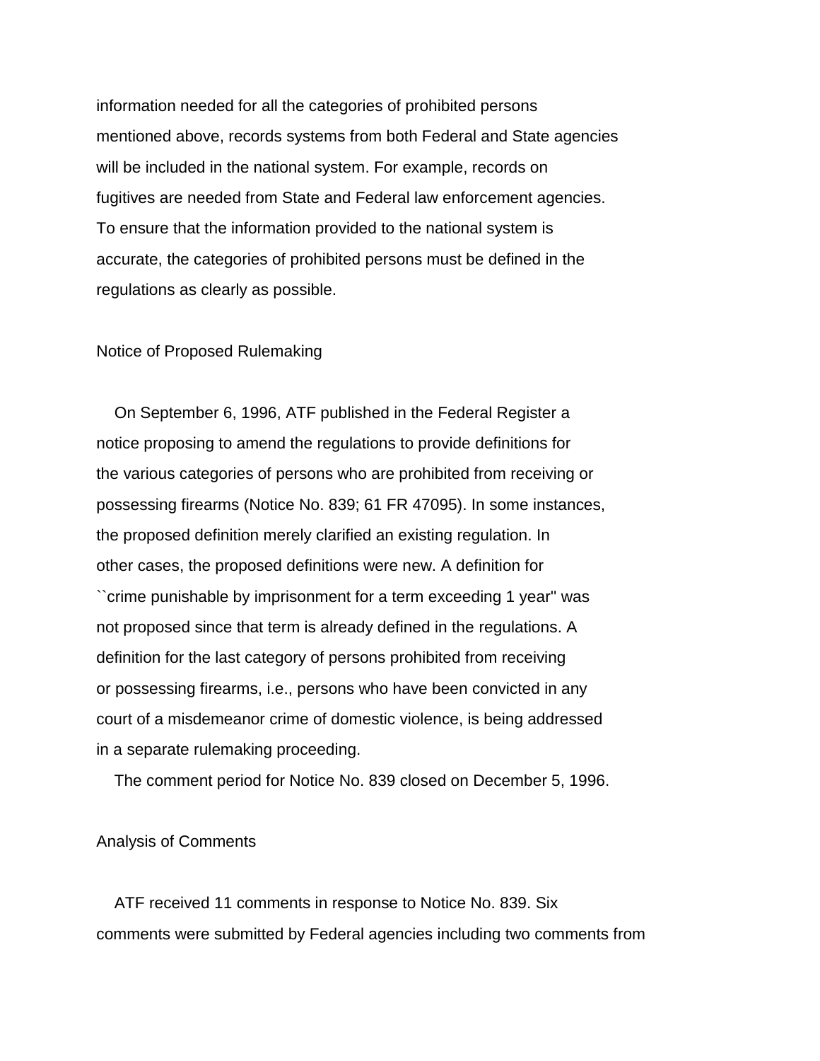information needed for all the categories of prohibited persons mentioned above, records systems from both Federal and State agencies will be included in the national system. For example, records on fugitives are needed from State and Federal law enforcement agencies. To ensure that the information provided to the national system is accurate, the categories of prohibited persons must be defined in the regulations as clearly as possible.

## Notice of Proposed Rulemaking

On September 6, 1996, ATF published in the Federal Register a notice proposing to amend the regulations to provide definitions for the various categories of persons who are prohibited from receiving or possessing firearms (Notice No. 839; 61 FR 47095). In some instances, the proposed definition merely clarified an existing regulation. In other cases, the proposed definitions were new. A definition for ``crime punishable by imprisonment for a term exceeding 1 year'' was not proposed since that term is already defined in the regulations. A definition for the last category of persons prohibited from receiving or possessing firearms, i.e., persons who have been convicted in any court of a misdemeanor crime of domestic violence, is being addressed in a separate rulemaking proceeding.

The comment period for Notice No. 839 closed on December 5, 1996.

## Analysis of Comments

ATF received 11 comments in response to Notice No. 839. Six comments were submitted by Federal agencies including two comments from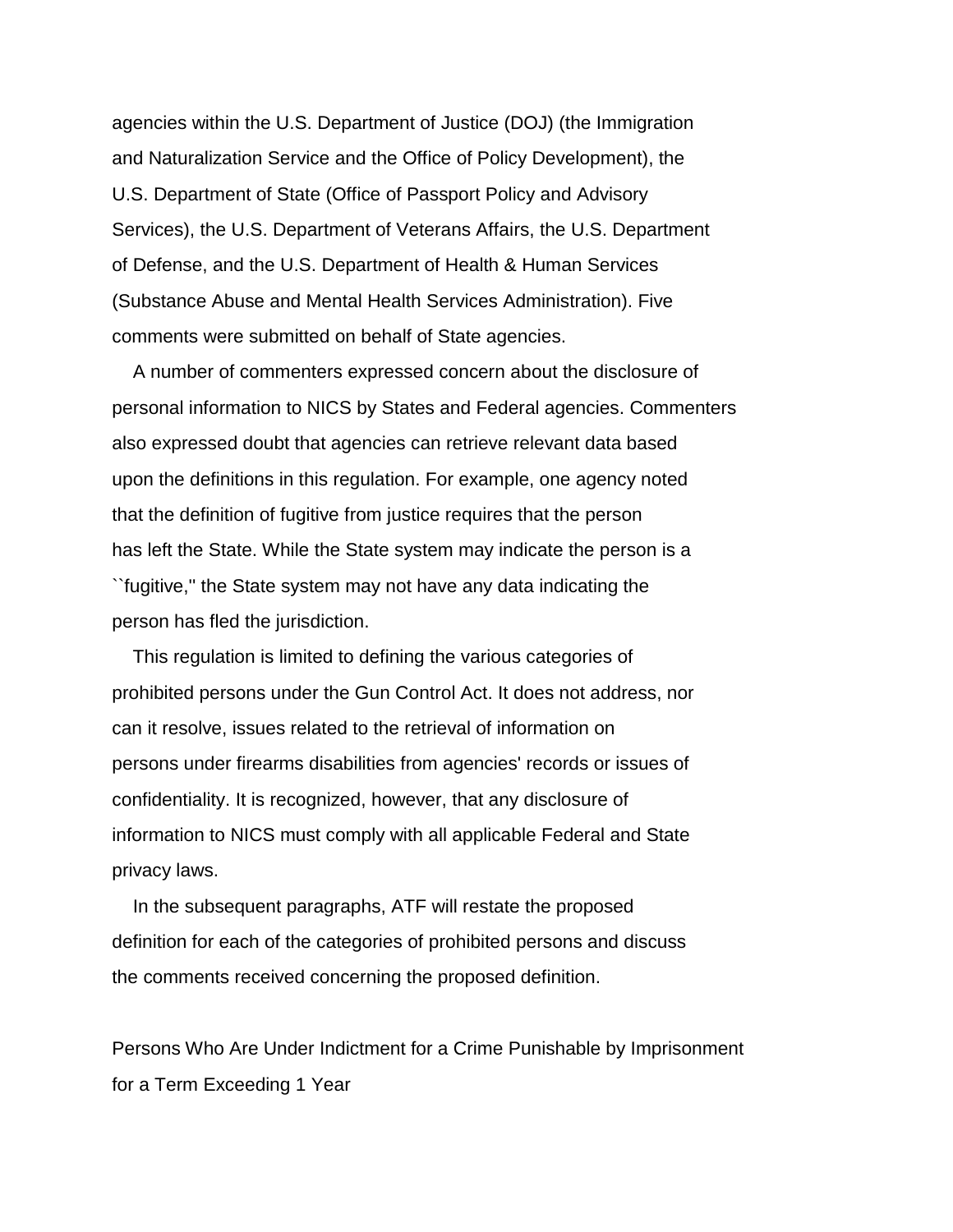agencies within the U.S. Department of Justice (DOJ) (the Immigration and Naturalization Service and the Office of Policy Development), the U.S. Department of State (Office of Passport Policy and Advisory Services), the U.S. Department of Veterans Affairs, the U.S. Department of Defense, and the U.S. Department of Health & Human Services (Substance Abuse and Mental Health Services Administration). Five comments were submitted on behalf of State agencies.

A number of commenters expressed concern about the disclosure of personal information to NICS by States and Federal agencies. Commenters also expressed doubt that agencies can retrieve relevant data based upon the definitions in this regulation. For example, one agency noted that the definition of fugitive from justice requires that the person has left the State. While the State system may indicate the person is a ``fugitive,'' the State system may not have any data indicating the person has fled the jurisdiction.

This regulation is limited to defining the various categories of prohibited persons under the Gun Control Act. It does not address, nor can it resolve, issues related to the retrieval of information on persons under firearms disabilities from agencies' records or issues of confidentiality. It is recognized, however, that any disclosure of information to NICS must comply with all applicable Federal and State privacy laws.

In the subsequent paragraphs, ATF will restate the proposed definition for each of the categories of prohibited persons and discuss the comments received concerning the proposed definition.

## Persons Who Are Under Indictment for a Crime Punishable by Imprisonment for a Term Exceeding 1 Year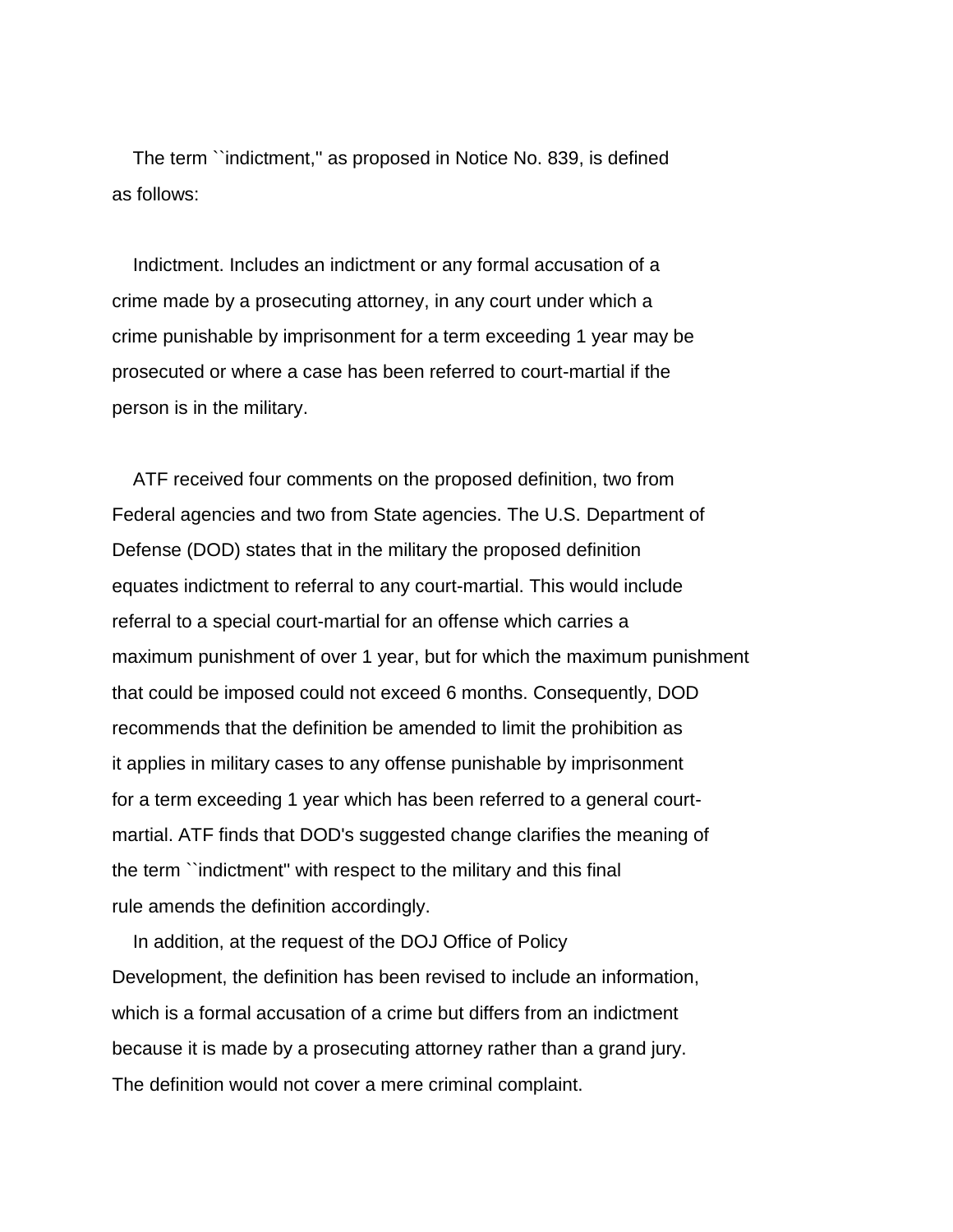The term ``indictment,'' as proposed in Notice No. 839, is defined as follows:

Indictment. Includes an indictment or any formal accusation of a crime made by a prosecuting attorney, in any court under which a crime punishable by imprisonment for a term exceeding 1 year may be prosecuted or where a case has been referred to court-martial if the person is in the military.

ATF received four comments on the proposed definition, two from Federal agencies and two from State agencies. The U.S. Department of Defense (DOD) states that in the military the proposed definition equates indictment to referral to any court-martial. This would include referral to a special court-martial for an offense which carries a maximum punishment of over 1 year, but for which the maximum punishment that could be imposed could not exceed 6 months. Consequently, DOD recommends that the definition be amended to limit the prohibition as it applies in military cases to any offense punishable by imprisonment for a term exceeding 1 year which has been referred to a general court-martial. ATF finds that DOD's suggested change clarifies the meaning of the term ``indictment'' with respect to the military and this final rule amends the definition accordingly.

In addition, at the request of the DOJ Office of Policy Development, the definition has been revised to include an information, which is a formal accusation of a crime but differs from an indictment because it is made by a prosecuting attorney rather than a grand jury. The definition would not cover a mere criminal complaint.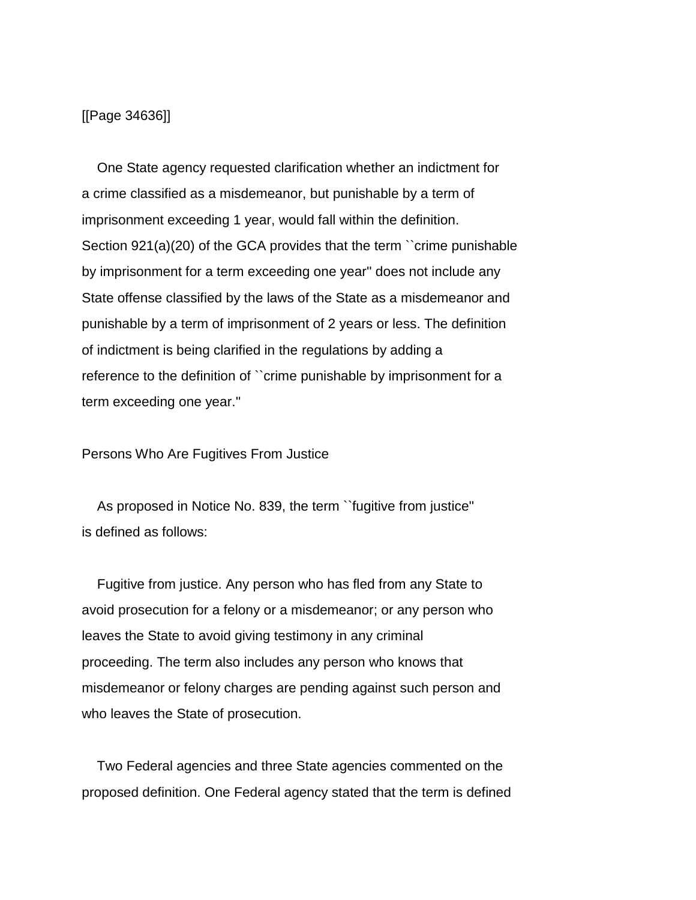[[Page 34636]]

One State agency requested clarification whether an indictment for a crime classified as a misdemeanor, but punishable by a term of imprisonment exceeding 1 year, would fall within the definition. Section 921(a)(20) of the GCA provides that the term ``crime punishable by imprisonment for a term exceeding one year'' does not include any State offense classified by the laws of the State as a misdemeanor and punishable by a term of imprisonment of 2 years or less. The definition of indictment is being clarified in the regulations by adding a reference to the definition of ``crime punishable by imprisonment for a term exceeding one year.''

## Persons Who Are Fugitives From Justice

As proposed in Notice No. 839, the term ``fugitive from justice'' is defined as follows:

Fugitive from justice. Any person who has fled from any State to avoid prosecution for a felony or a misdemeanor; or any person who leaves the State to avoid giving testimony in any criminal proceeding. The term also includes any person who knows that misdemeanor or felony charges are pending against such person and who leaves the State of prosecution.

Two Federal agencies and three State agencies commented on the proposed definition. One Federal agency stated that the term is defined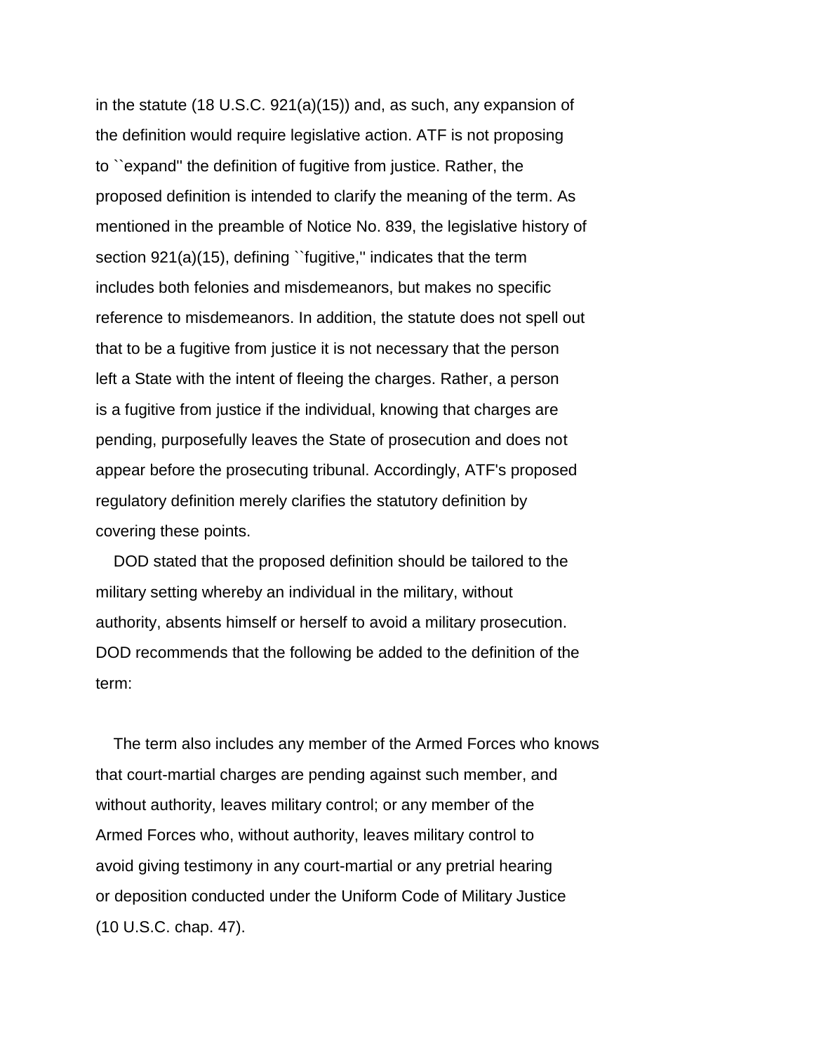in the statute (18 U.S.C. 921(a)(15)) and, as such, any expansion of the definition would require legislative action. ATF is not proposing to ``expand'' the definition of fugitive from justice. Rather, the proposed definition is intended to clarify the meaning of the term. As mentioned in the preamble of Notice No. 839, the legislative history of section 921(a)(15), defining ``fugitive,'' indicates that the term includes both felonies and misdemeanors, but makes no specific reference to misdemeanors. In addition, the statute does not spell out that to be a fugitive from justice it is not necessary that the person left a State with the intent of fleeing the charges. Rather, a person is a fugitive from justice if the individual, knowing that charges are pending, purposefully leaves the State of prosecution and does not appear before the prosecuting tribunal. Accordingly, ATF's proposed regulatory definition merely clarifies the statutory definition by covering these points.

DOD stated that the proposed definition should be tailored to the military setting whereby an individual in the military, without authority, absents himself or herself to avoid a military prosecution. DOD recommends that the following be added to the definition of the term:

The term also includes any member of the Armed Forces who knows that court-martial charges are pending against such member, and without authority, leaves military control; or any member of the Armed Forces who, without authority, leaves military control to avoid giving testimony in any court-martial or any pretrial hearing or deposition conducted under the Uniform Code of Military Justice (10 U.S.C. chap. 47).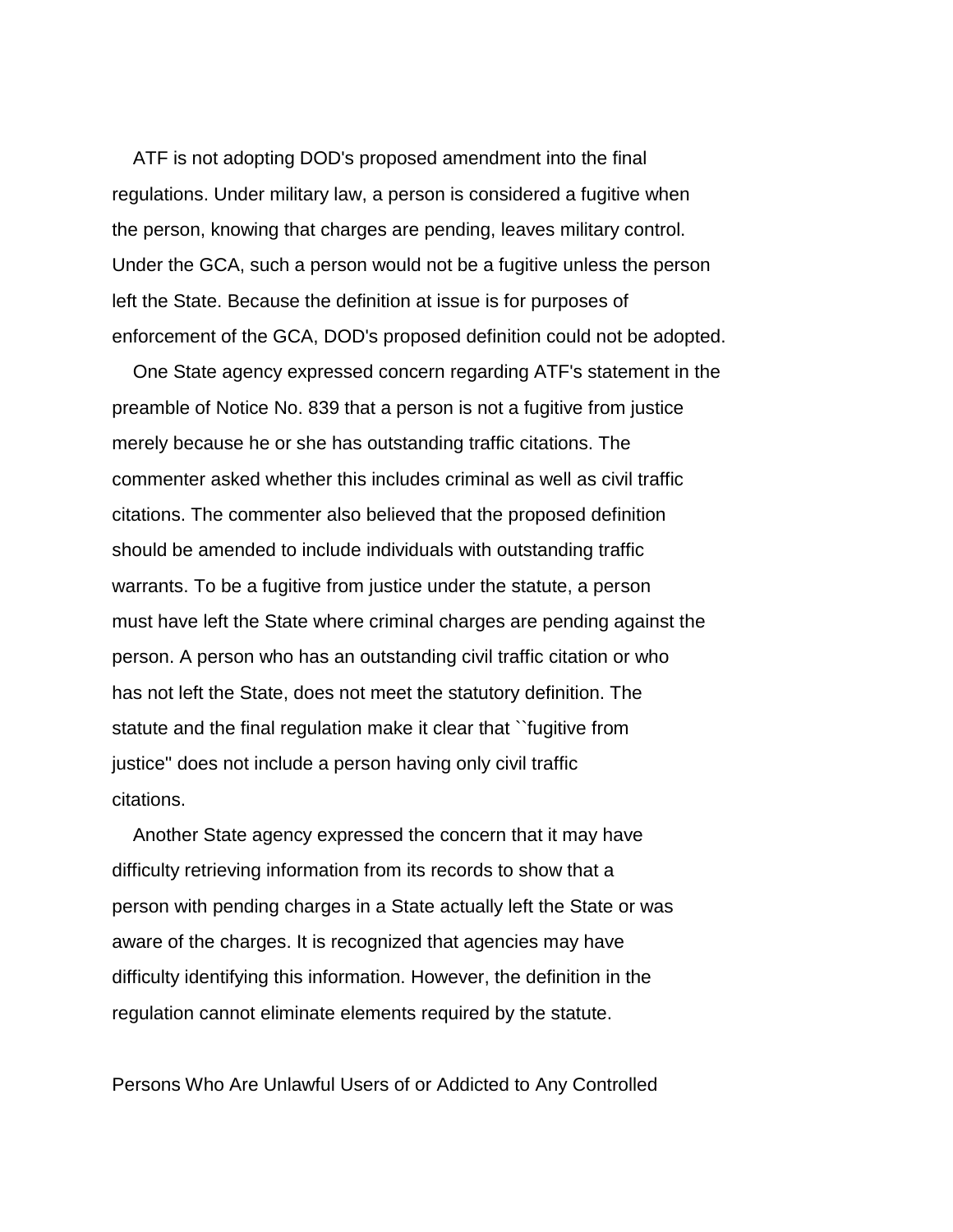ATF is not adopting DOD's proposed amendment into the final regulations. Under military law, a person is considered a fugitive when the person, knowing that charges are pending, leaves military control. Under the GCA, such a person would not be a fugitive unless the person left the State. Because the definition at issue is for purposes of enforcement of the GCA, DOD's proposed definition could not be adopted.

One State agency expressed concern regarding ATF's statement in the preamble of Notice No. 839 that a person is not a fugitive from justice merely because he or she has outstanding traffic citations. The commenter asked whether this includes criminal as well as civil traffic citations. The commenter also believed that the proposed definition should be amended to include individuals with outstanding traffic warrants. To be a fugitive from justice under the statute, a person must have left the State where criminal charges are pending against the person. A person who has an outstanding civil traffic citation or who has not left the State, does not meet the statutory definition. The statute and the final regulation make it clear that ``fugitive from justice'' does not include a person having only civil traffic citations.

Another State agency expressed the concern that it may have difficulty retrieving information from its records to show that a person with pending charges in a State actually left the State or was aware of the charges. It is recognized that agencies may have difficulty identifying this information. However, the definition in the regulation cannot eliminate elements required by the statute.

Persons Who Are Unlawful Users of or Addicted to Any Controlled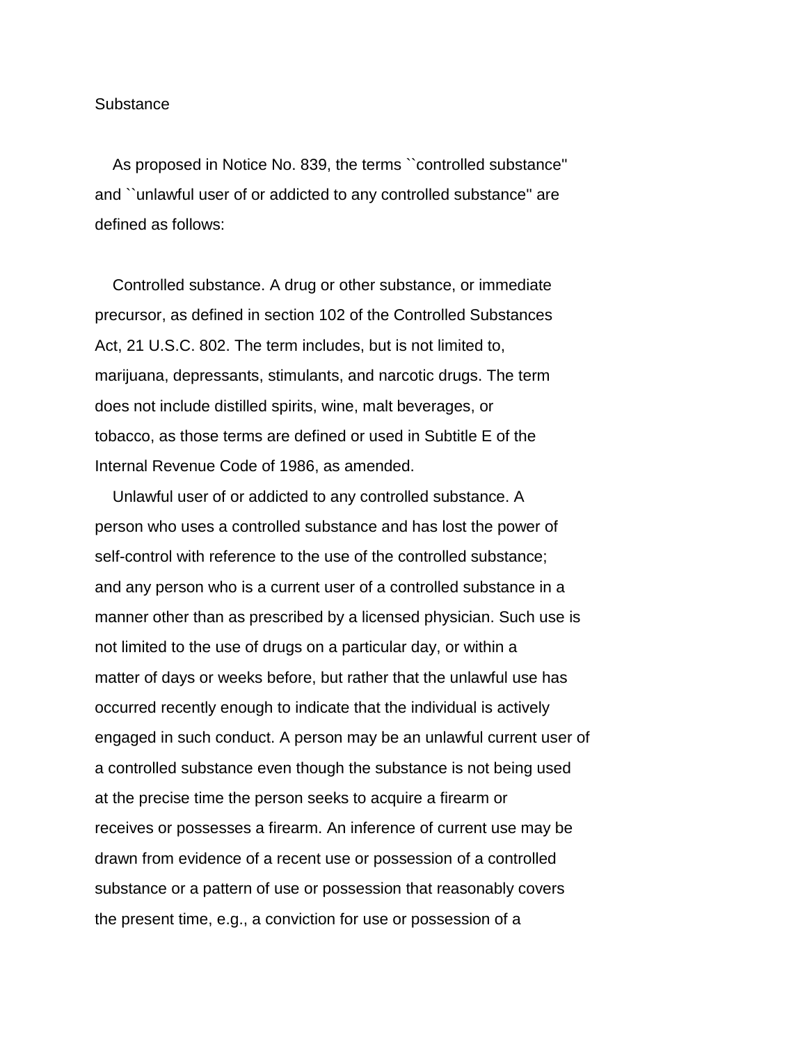Substance

As proposed in Notice No. 839, the terms ``controlled substance'' and ``unlawful user of or addicted to any controlled substance'' are defined as follows:

Controlled substance. A drug or other substance, or immediate precursor, as defined in section 102 of the Controlled Substances Act, 21 U.S.C. 802. The term includes, but is not limited to, marijuana, depressants, stimulants, and narcotic drugs. The term does not include distilled spirits, wine, malt beverages, or tobacco, as those terms are defined or used in Subtitle E of the Internal Revenue Code of 1986, as amended.

Unlawful user of or addicted to any controlled substance. A person who uses a controlled substance and has lost the power of self-control with reference to the use of the controlled substance; and any person who is a current user of a controlled substance in a manner other than as prescribed by a licensed physician. Such use is not limited to the use of drugs on a particular day, or within a matter of days or weeks before, but rather that the unlawful use has occurred recently enough to indicate that the individual is actively engaged in such conduct. A person may be an unlawful current user of a controlled substance even though the substance is not being used at the precise time the person seeks to acquire a firearm or receives or possesses a firearm. An inference of current use may be drawn from evidence of a recent use or possession of a controlled substance or a pattern of use or possession that reasonably covers the present time, e.g., a conviction for use or possession of a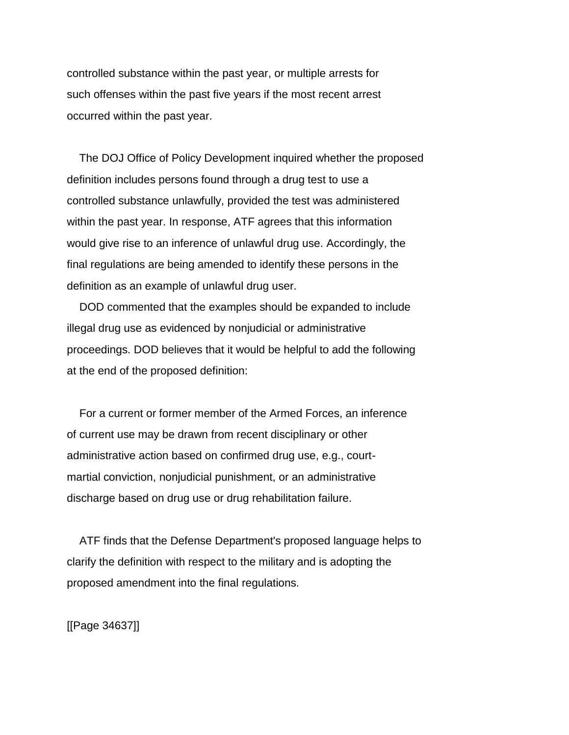controlled substance within the past year, or multiple arrests for such offenses within the past five years if the most recent arrest occurred within the past year.

The DOJ Office of Policy Development inquired whether the proposed definition includes persons found through a drug test to use a controlled substance unlawfully, provided the test was administered within the past year. In response, ATF agrees that this information would give rise to an inference of unlawful drug use. Accordingly, the final regulations are being amended to identify these persons in the definition as an example of unlawful drug user.

DOD commented that the examples should be expanded to include illegal drug use as evidenced by nonjudicial or administrative proceedings. DOD believes that it would be helpful to add the following at the end of the proposed definition:

For a current or former member of the Armed Forces, an inference of current use may be drawn from recent disciplinary or other administrative action based on confirmed drug use, e.g., court-martial conviction, nonjudicial punishment, or an administrative discharge based on drug use or drug rehabilitation failure.

ATF finds that the Defense Department's proposed language helps to clarify the definition with respect to the military and is adopting the proposed amendment into the final regulations.

[[Page 34637]]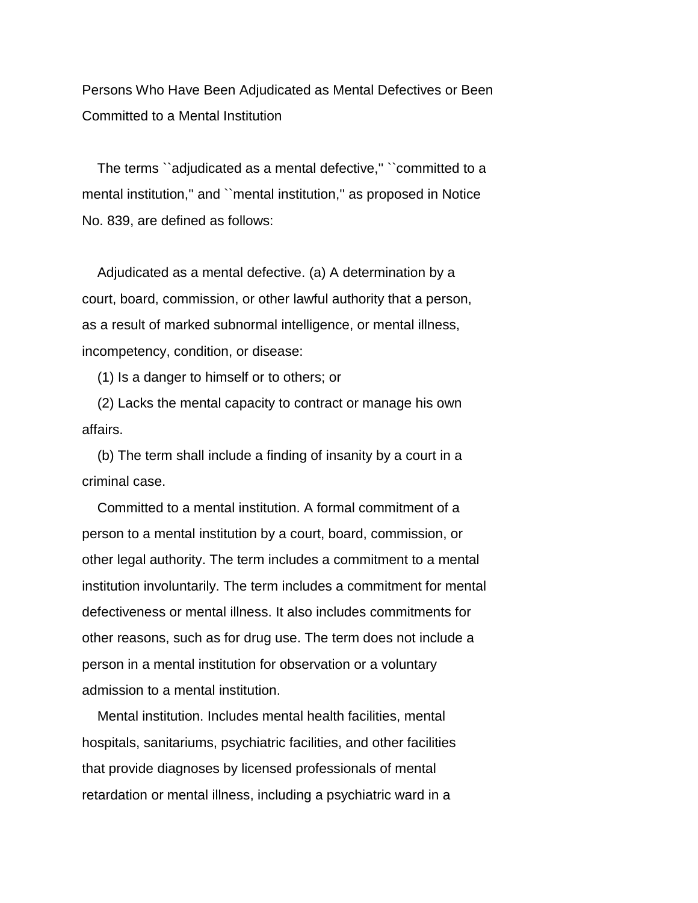Persons Who Have Been Adjudicated as Mental Defectives or Been Committed to a Mental Institution

The terms ``adjudicated as a mental defective,'' ``committed to a mental institution,'' and ``mental institution,'' as proposed in Notice No. 839, are defined as follows:

Adjudicated as a mental defective. (a) A determination by a court, board, commission, or other lawful authority that a person, as a result of marked subnormal intelligence, or mental illness, incompetency, condition, or disease:

(1) Is a danger to himself or to others; or

(2) Lacks the mental capacity to contract or manage his own affairs.

(b) The term shall include a finding of insanity by a court in a criminal case.

Committed to a mental institution. A formal commitment of a person to a mental institution by a court, board, commission, or other legal authority. The term includes a commitment to a mental institution involuntarily. The term includes a commitment for mental defectiveness or mental illness. It also includes commitments for other reasons, such as for drug use. The term does not include a person in a mental institution for observation or a voluntary admission to a mental institution.

Mental institution. Includes mental health facilities, mental hospitals, sanitariums, psychiatric facilities, and other facilities that provide diagnoses by licensed professionals of mental retardation or mental illness, including a psychiatric ward in a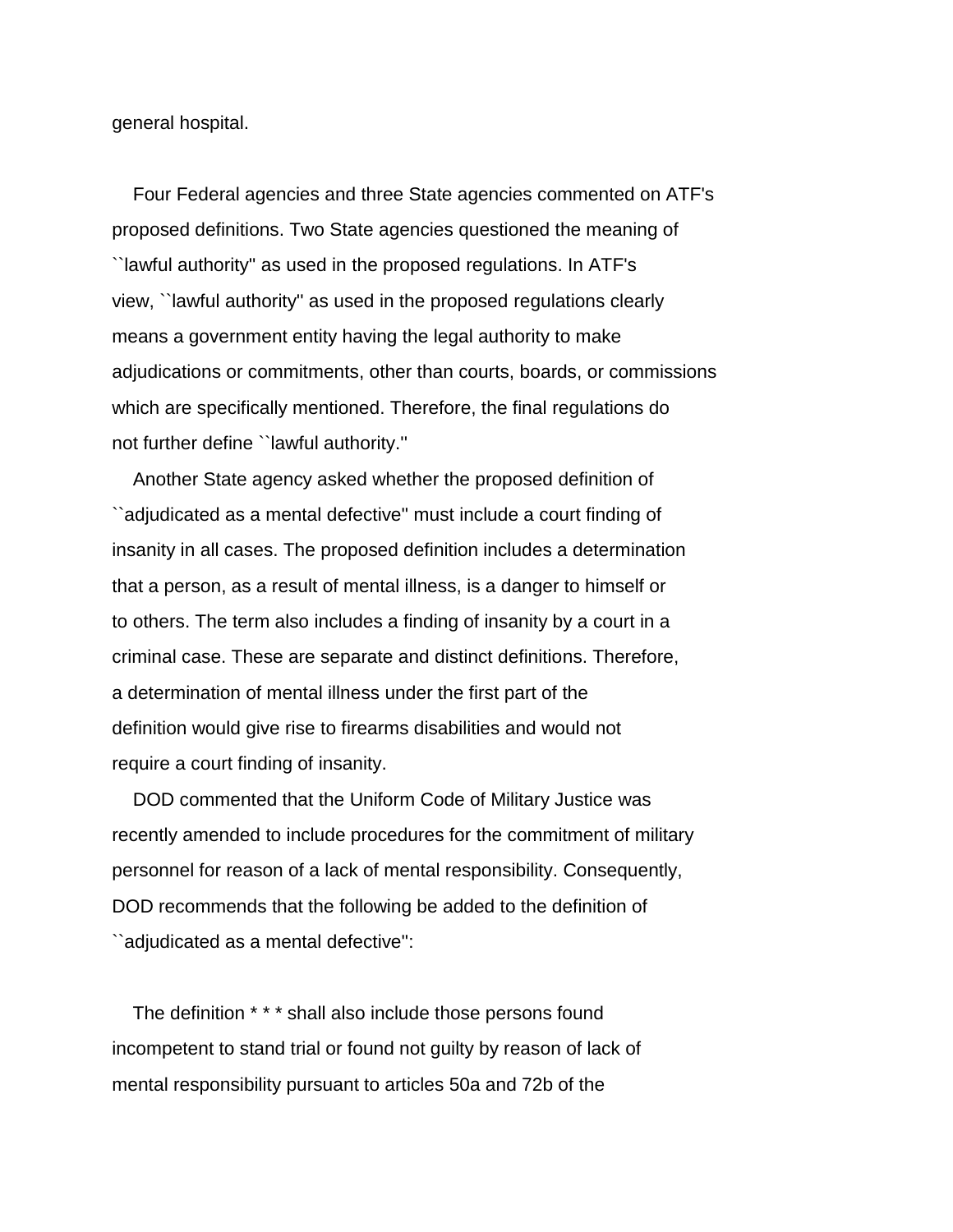general hospital.

Four Federal agencies and three State agencies commented on ATF's proposed definitions. Two State agencies questioned the meaning of ``lawful authority'' as used in the proposed regulations. In ATF's view, ``lawful authority'' as used in the proposed regulations clearly means a government entity having the legal authority to make adjudications or commitments, other than courts, boards, or commissions which are specifically mentioned. Therefore, the final regulations do not further define ``lawful authority.''

Another State agency asked whether the proposed definition of ``adjudicated as a mental defective'' must include a court finding of insanity in all cases. The proposed definition includes a determination that a person, as a result of mental illness, is a danger to himself or to others. The term also includes a finding of insanity by a court in a criminal case. These are separate and distinct definitions. Therefore, a determination of mental illness under the first part of the definition would give rise to firearms disabilities and would not require a court finding of insanity.

DOD commented that the Uniform Code of Military Justice was recently amended to include procedures for the commitment of military personnel for reason of a lack of mental responsibility. Consequently, DOD recommends that the following be added to the definition of ``adjudicated as a mental defective'':

The definition * * * shall also include those persons found incompetent to stand trial or found not guilty by reason of lack of mental responsibility pursuant to articles 50a and 72b of the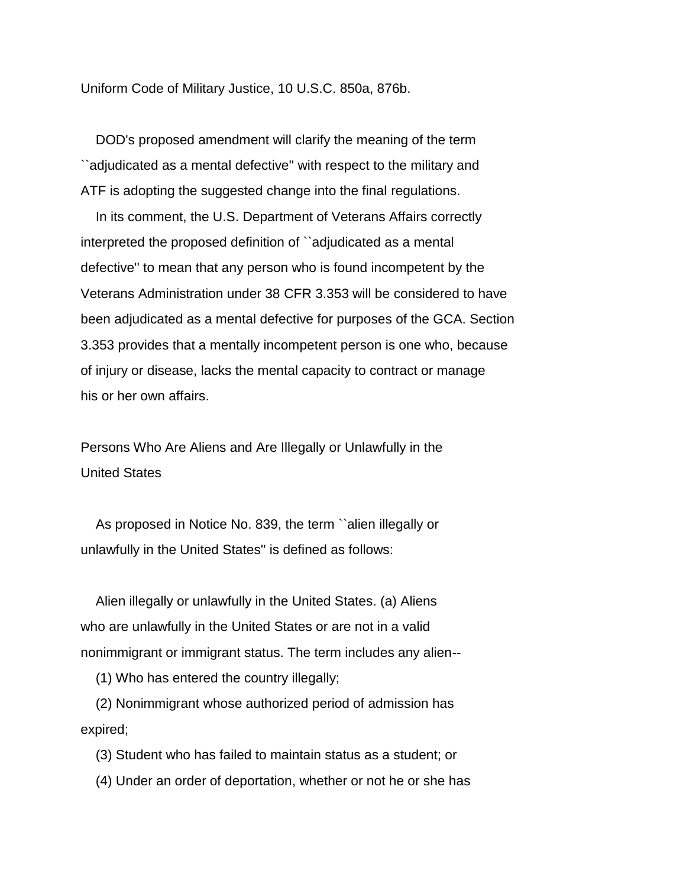Uniform Code of Military Justice, 10 U.S.C. 850a, 876b.

DOD's proposed amendment will clarify the meaning of the term ``adjudicated as a mental defective'' with respect to the military and ATF is adopting the suggested change into the final regulations.

In its comment, the U.S. Department of Veterans Affairs correctly interpreted the proposed definition of ``adjudicated as a mental defective'' to mean that any person who is found incompetent by the Veterans Administration under 38 CFR 3.353 will be considered to have been adjudicated as a mental defective for purposes of the GCA. Section 3.353 provides that a mentally incompetent person is one who, because of injury or disease, lacks the mental capacity to contract or manage his or her own affairs.

Persons Who Are Aliens and Are Illegally or Unlawfully in the United States

As proposed in Notice No. 839, the term ``alien illegally or unlawfully in the United States'' is defined as follows:

Alien illegally or unlawfully in the United States. (a) Aliens who are unlawfully in the United States or are not in a valid nonimmigrant or immigrant status. The term includes any alien--

(1) Who has entered the country illegally;

(2) Nonimmigrant whose authorized period of admission has expired;

(3) Student who has failed to maintain status as a student; or

(4) Under an order of deportation, whether or not he or she has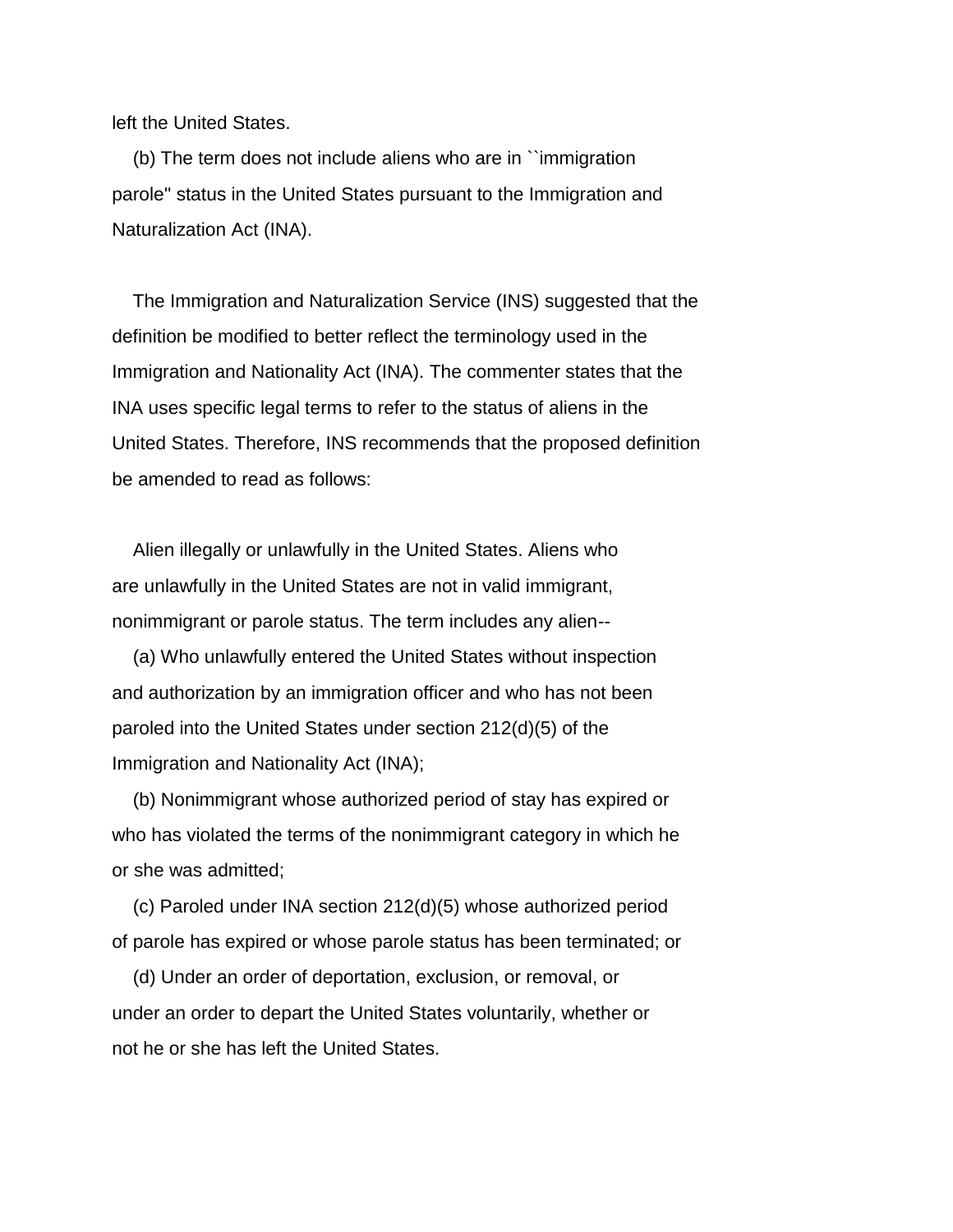left the United States.

(b) The term does not include aliens who are in ``immigration parole'' status in the United States pursuant to the Immigration and Naturalization Act (INA).

The Immigration and Naturalization Service (INS) suggested that the definition be modified to better reflect the terminology used in the Immigration and Nationality Act (INA). The commenter states that the INA uses specific legal terms to refer to the status of aliens in the United States. Therefore, INS recommends that the proposed definition be amended to read as follows:

Alien illegally or unlawfully in the United States. Aliens who are unlawfully in the United States are not in valid immigrant, nonimmigrant or parole status. The term includes any alien--

(a) Who unlawfully entered the United States without inspection and authorization by an immigration officer and who has not been paroled into the United States under section 212(d)(5) of the Immigration and Nationality Act (INA);

(b) Nonimmigrant whose authorized period of stay has expired or who has violated the terms of the nonimmigrant category in which he or she was admitted;

(c) Paroled under INA section 212(d)(5) whose authorized period of parole has expired or whose parole status has been terminated; or

(d) Under an order of deportation, exclusion, or removal, or under an order to depart the United States voluntarily, whether or not he or she has left the United States.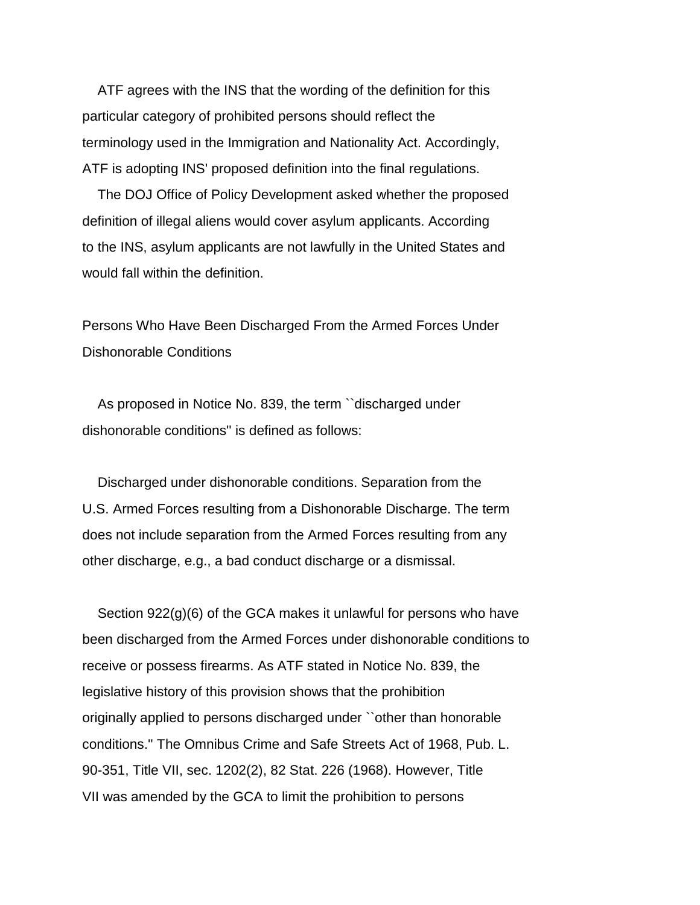ATF agrees with the INS that the wording of the definition for this particular category of prohibited persons should reflect the terminology used in the Immigration and Nationality Act. Accordingly, ATF is adopting INS' proposed definition into the final regulations.

The DOJ Office of Policy Development asked whether the proposed definition of illegal aliens would cover asylum applicants. According to the INS, asylum applicants are not lawfully in the United States and would fall within the definition.

Persons Who Have Been Discharged From the Armed Forces Under Dishonorable Conditions

As proposed in Notice No. 839, the term ``discharged under dishonorable conditions'' is defined as follows:

Discharged under dishonorable conditions. Separation from the U.S. Armed Forces resulting from a Dishonorable Discharge. The term does not include separation from the Armed Forces resulting from any other discharge, e.g., a bad conduct discharge or a dismissal.

Section 922(g)(6) of the GCA makes it unlawful for persons who have been discharged from the Armed Forces under dishonorable conditions to receive or possess firearms. As ATF stated in Notice No. 839, the legislative history of this provision shows that the prohibition originally applied to persons discharged under ``other than honorable conditions.'' The Omnibus Crime and Safe Streets Act of 1968, Pub. L. 90-351, Title VII, sec. 1202(2), 82 Stat. 226 (1968). However, Title VII was amended by the GCA to limit the prohibition to persons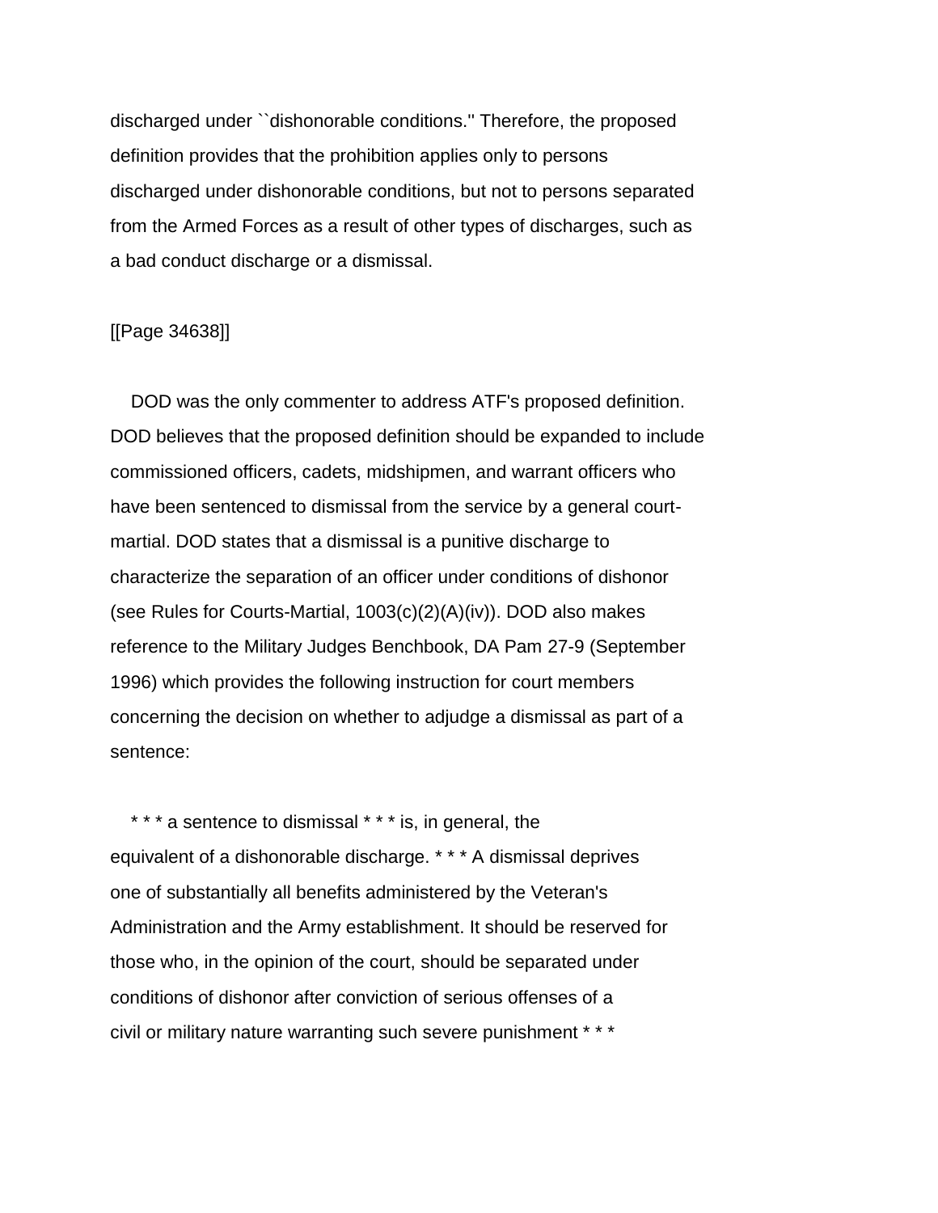discharged under ``dishonorable conditions.'' Therefore, the proposed definition provides that the prohibition applies only to persons discharged under dishonorable conditions, but not to persons separated from the Armed Forces as a result of other types of discharges, such as a bad conduct discharge or a dismissal.

[[Page 34638]]

DOD was the only commenter to address ATF's proposed definition. DOD believes that the proposed definition should be expanded to include commissioned officers, cadets, midshipmen, and warrant officers who have been sentenced to dismissal from the service by a general court-martial. DOD states that a dismissal is a punitive discharge to characterize the separation of an officer under conditions of dishonor (see Rules for Courts-Martial, 1003(c)(2)(A)(iv)). DOD also makes reference to the Military Judges Benchbook, DA Pam 27-9 (September 1996) which provides the following instruction for court members concerning the decision on whether to adjudge a dismissal as part of a sentence:

* * * a sentence to dismissal * * * is, in general, the equivalent of a dishonorable discharge. * * * A dismissal deprives one of substantially all benefits administered by the Veteran's Administration and the Army establishment. It should be reserved for those who, in the opinion of the court, should be separated under conditions of dishonor after conviction of serious offenses of a civil or military nature warranting such severe punishment * * *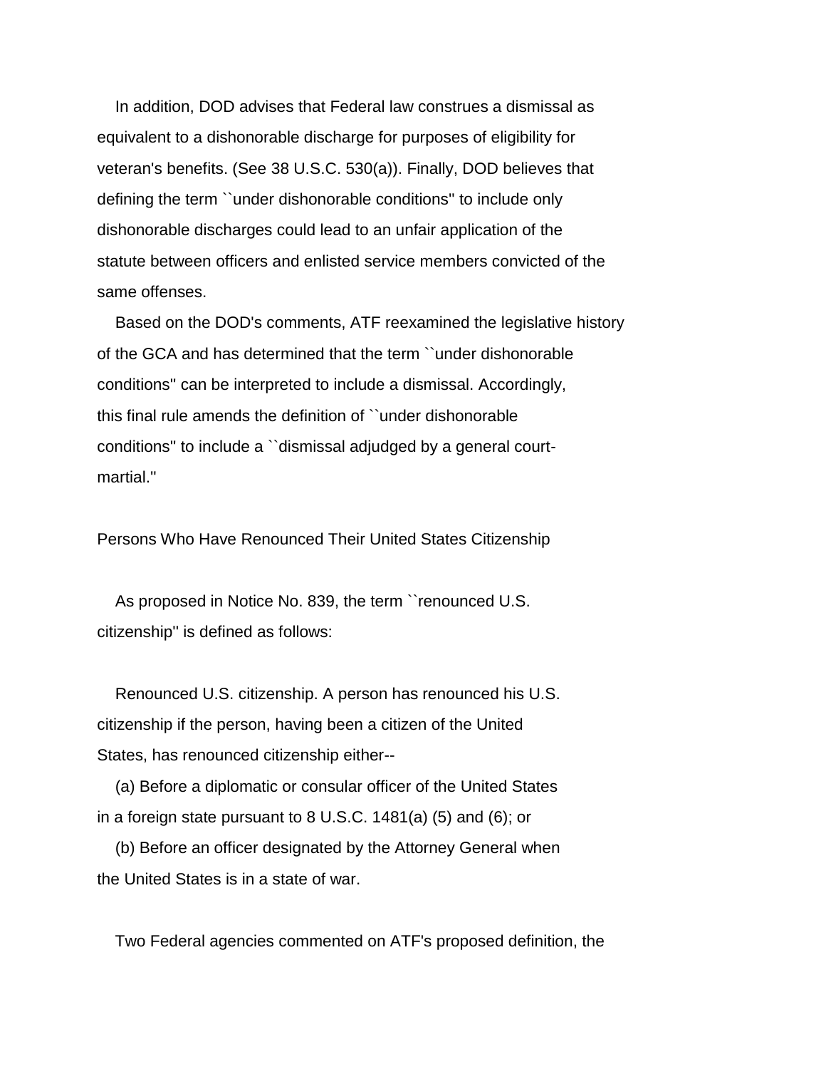In addition, DOD advises that Federal law construes a dismissal as equivalent to a dishonorable discharge for purposes of eligibility for veteran's benefits. (See 38 U.S.C. 530(a)). Finally, DOD believes that defining the term ``under dishonorable conditions'' to include only dishonorable discharges could lead to an unfair application of the statute between officers and enlisted service members convicted of the same offenses.

Based on the DOD's comments, ATF reexamined the legislative history of the GCA and has determined that the term ``under dishonorable conditions'' can be interpreted to include a dismissal. Accordingly, this final rule amends the definition of ``under dishonorable conditions'' to include a ``dismissal adjudged by a general court-martial.''

Persons Who Have Renounced Their United States Citizenship

As proposed in Notice No. 839, the term ``renounced U.S. citizenship'' is defined as follows:

Renounced U.S. citizenship. A person has renounced his U.S. citizenship if the person, having been a citizen of the United States, has renounced citizenship either--

(a) Before a diplomatic or consular officer of the United States in a foreign state pursuant to 8 U.S.C. 1481(a) (5) and (6); or

(b) Before an officer designated by the Attorney General when the United States is in a state of war.

Two Federal agencies commented on ATF's proposed definition, the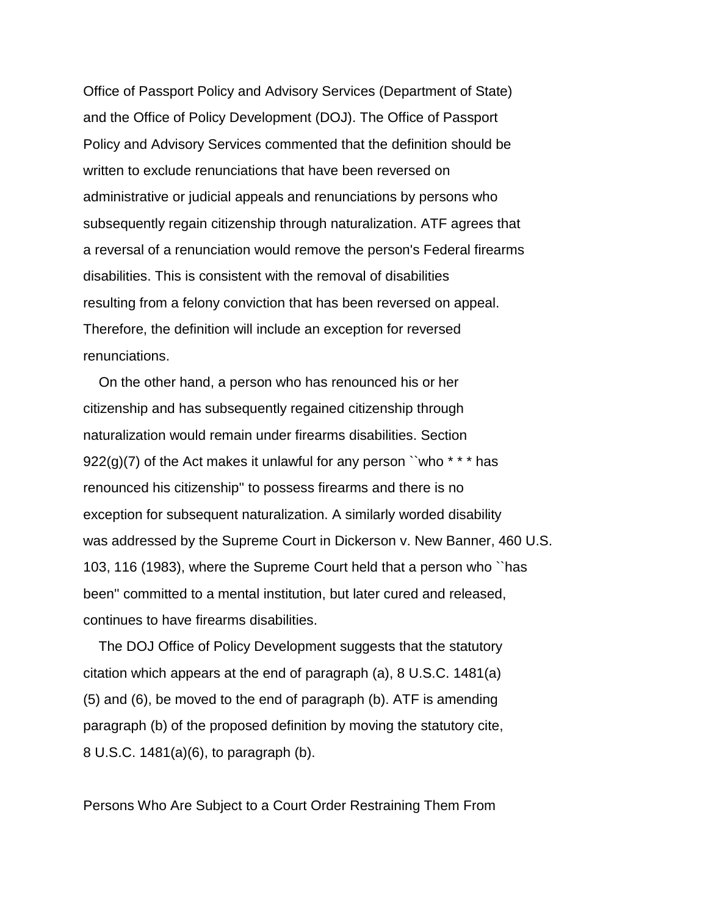Office of Passport Policy and Advisory Services (Department of State) and the Office of Policy Development (DOJ). The Office of Passport Policy and Advisory Services commented that the definition should be written to exclude renunciations that have been reversed on administrative or judicial appeals and renunciations by persons who subsequently regain citizenship through naturalization. ATF agrees that a reversal of a renunciation would remove the person's Federal firearms disabilities. This is consistent with the removal of disabilities resulting from a felony conviction that has been reversed on appeal. Therefore, the definition will include an exception for reversed renunciations.

On the other hand, a person who has renounced his or her citizenship and has subsequently regained citizenship through naturalization would remain under firearms disabilities. Section 922(g)(7) of the Act makes it unlawful for any person ``who * * * has renounced his citizenship'' to possess firearms and there is no exception for subsequent naturalization. A similarly worded disability was addressed by the Supreme Court in Dickerson v. New Banner, 460 U.S. 103, 116 (1983), where the Supreme Court held that a person who ``has been'' committed to a mental institution, but later cured and released, continues to have firearms disabilities.

The DOJ Office of Policy Development suggests that the statutory citation which appears at the end of paragraph (a), 8 U.S.C. 1481(a)(5) and (6), be moved to the end of paragraph (b). ATF is amending paragraph (b) of the proposed definition by moving the statutory cite, 8 U.S.C. 1481(a)(6), to paragraph (b).

Persons Who Are Subject to a Court Order Restraining Them From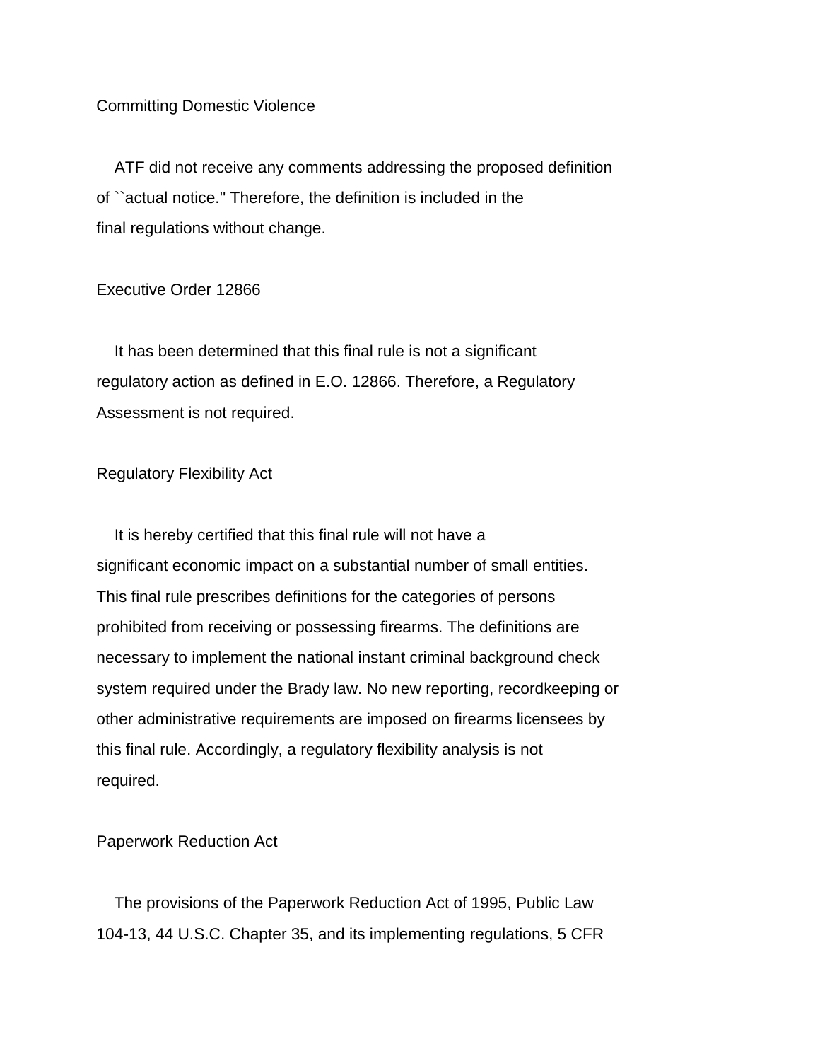Committing Domestic Violence

ATF did not receive any comments addressing the proposed definition of ``actual notice.'' Therefore, the definition is included in the final regulations without change.

## Executive Order 12866

It has been determined that this final rule is not a significant regulatory action as defined in E.O. 12866. Therefore, a Regulatory Assessment is not required.

## Regulatory Flexibility Act

It is hereby certified that this final rule will not have a significant economic impact on a substantial number of small entities. This final rule prescribes definitions for the categories of persons prohibited from receiving or possessing firearms. The definitions are necessary to implement the national instant criminal background check system required under the Brady law. No new reporting, recordkeeping or other administrative requirements are imposed on firearms licensees by this final rule. Accordingly, a regulatory flexibility analysis is not required.

## Paperwork Reduction Act

The provisions of the Paperwork Reduction Act of 1995, Public Law 104-13, 44 U.S.C. Chapter 35, and its implementing regulations, 5 CFR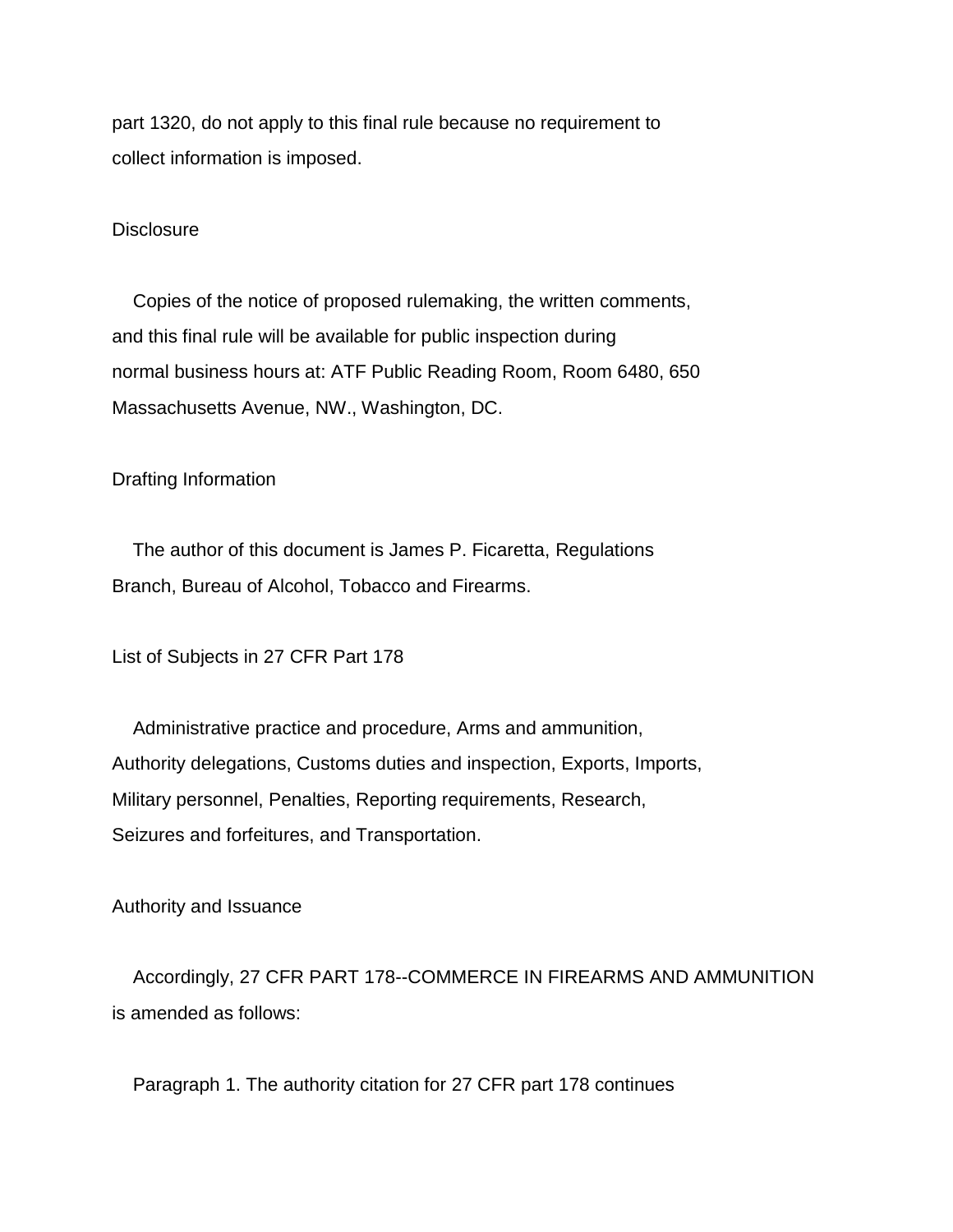part 1320, do not apply to this final rule because no requirement to collect information is imposed.

## Disclosure

Copies of the notice of proposed rulemaking, the written comments, and this final rule will be available for public inspection during normal business hours at: ATF Public Reading Room, Room 6480, 650 Massachusetts Avenue, NW., Washington, DC.

## Drafting Information

The author of this document is James P. Ficaretta, Regulations Branch, Bureau of Alcohol, Tobacco and Firearms.

## List of Subjects in 27 CFR Part 178

Administrative practice and procedure, Arms and ammunition, Authority delegations, Customs duties and inspection, Exports, Imports, Military personnel, Penalties, Reporting requirements, Research, Seizures and forfeitures, and Transportation.

## Authority and Issuance

Accordingly, 27 CFR PART 178--COMMERCE IN FIREARMS AND AMMUNITION is amended as follows:

Paragraph 1. The authority citation for 27 CFR part 178 continues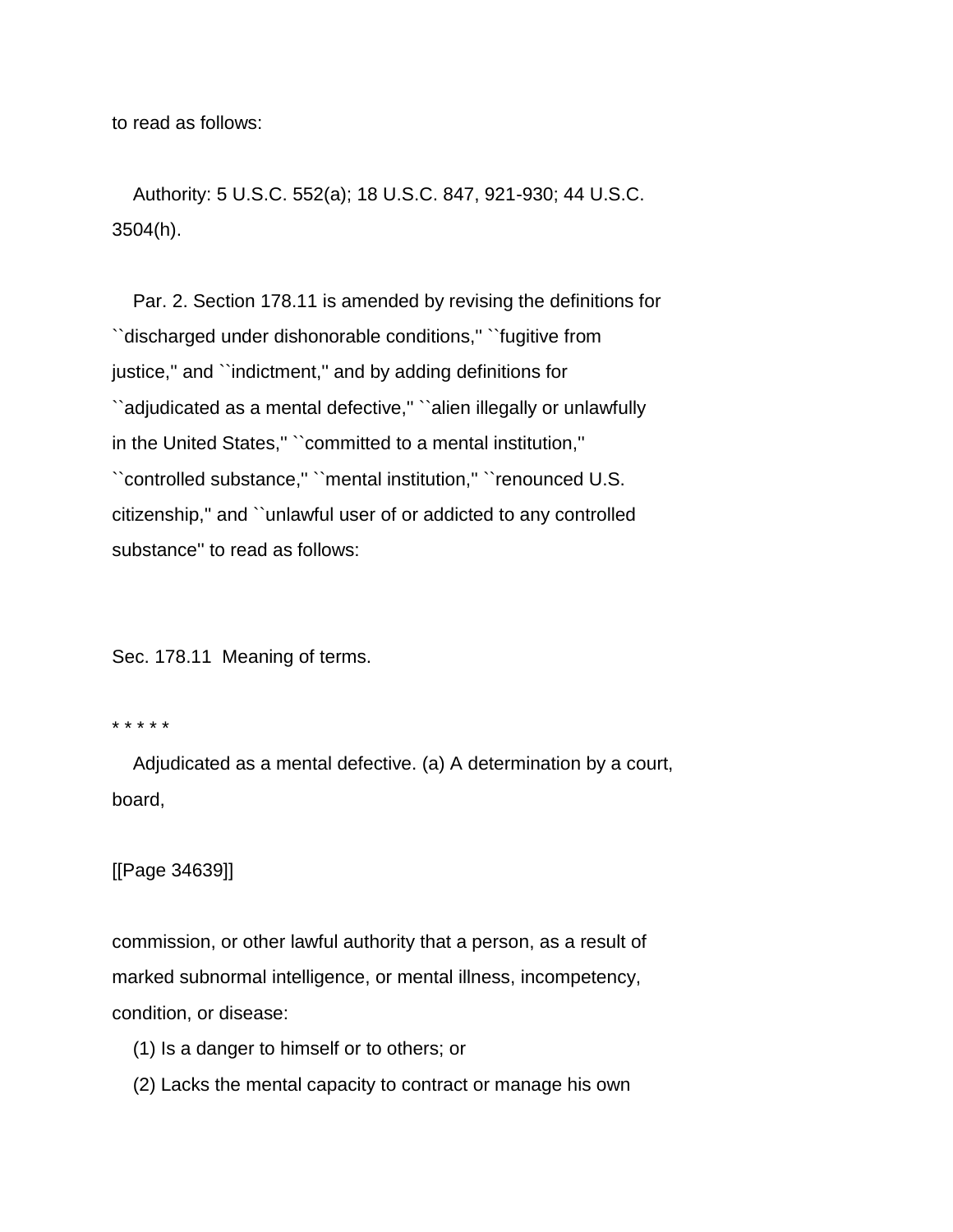to read as follows:

Authority: 5 U.S.C. 552(a); 18 U.S.C. 847, 921-930; 44 U.S.C. 3504(h).

Par. 2. Section 178.11 is amended by revising the definitions for ``discharged under dishonorable conditions,'' ``fugitive from justice,'' and ``indictment,'' and by adding definitions for ``adjudicated as a mental defective,'' ``alien illegally or unlawfully in the United States,'' ``committed to a mental institution,'' ``controlled substance,'' ``mental institution,'' ``renounced U.S. citizenship,'' and ``unlawful user of or addicted to any controlled substance'' to read as follows:

Sec. 178.11 Meaning of terms.

* * * * *

Adjudicated as a mental defective. (a) A determination by a court, board,

[[Page 34639]]

commission, or other lawful authority that a person, as a result of marked subnormal intelligence, or mental illness, incompetency, condition, or disease:

(1) Is a danger to himself or to others; or

(2) Lacks the mental capacity to contract or manage his own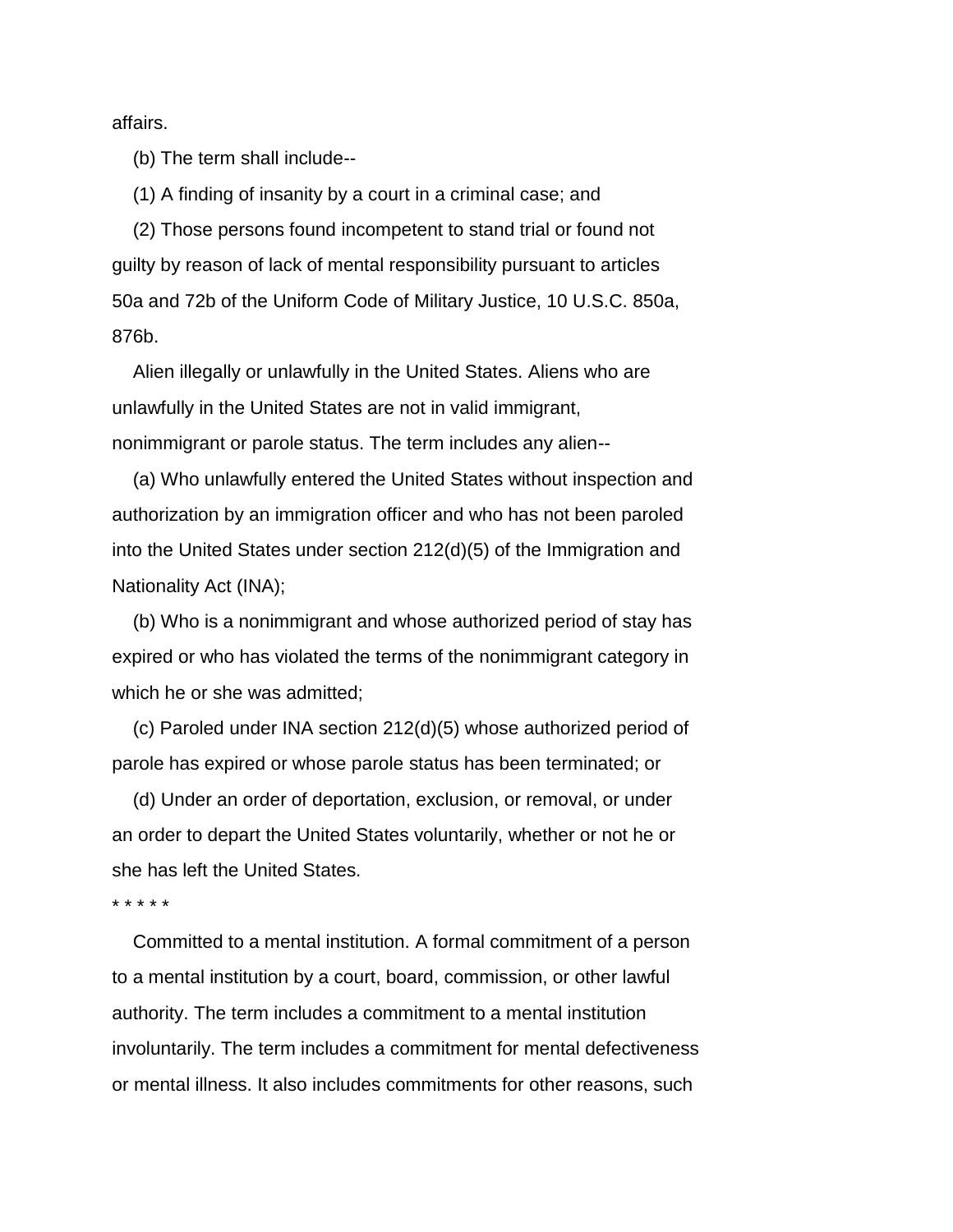affairs.

(b) The term shall include--

(1) A finding of insanity by a court in a criminal case; and

(2) Those persons found incompetent to stand trial or found not guilty by reason of lack of mental responsibility pursuant to articles 50a and 72b of the Uniform Code of Military Justice, 10 U.S.C. 850a, 876b.

Alien illegally or unlawfully in the United States. Aliens who are unlawfully in the United States are not in valid immigrant, nonimmigrant or parole status. The term includes any alien--

(a) Who unlawfully entered the United States without inspection and authorization by an immigration officer and who has not been paroled into the United States under section 212(d)(5) of the Immigration and Nationality Act (INA);

(b) Who is a nonimmigrant and whose authorized period of stay has expired or who has violated the terms of the nonimmigrant category in which he or she was admitted;

(c) Paroled under INA section 212(d)(5) whose authorized period of parole has expired or whose parole status has been terminated; or

(d) Under an order of deportation, exclusion, or removal, or under an order to depart the United States voluntarily, whether or not he or she has left the United States.

* * * * *

Committed to a mental institution. A formal commitment of a person to a mental institution by a court, board, commission, or other lawful authority. The term includes a commitment to a mental institution involuntarily. The term includes a commitment for mental defectiveness or mental illness. It also includes commitments for other reasons, such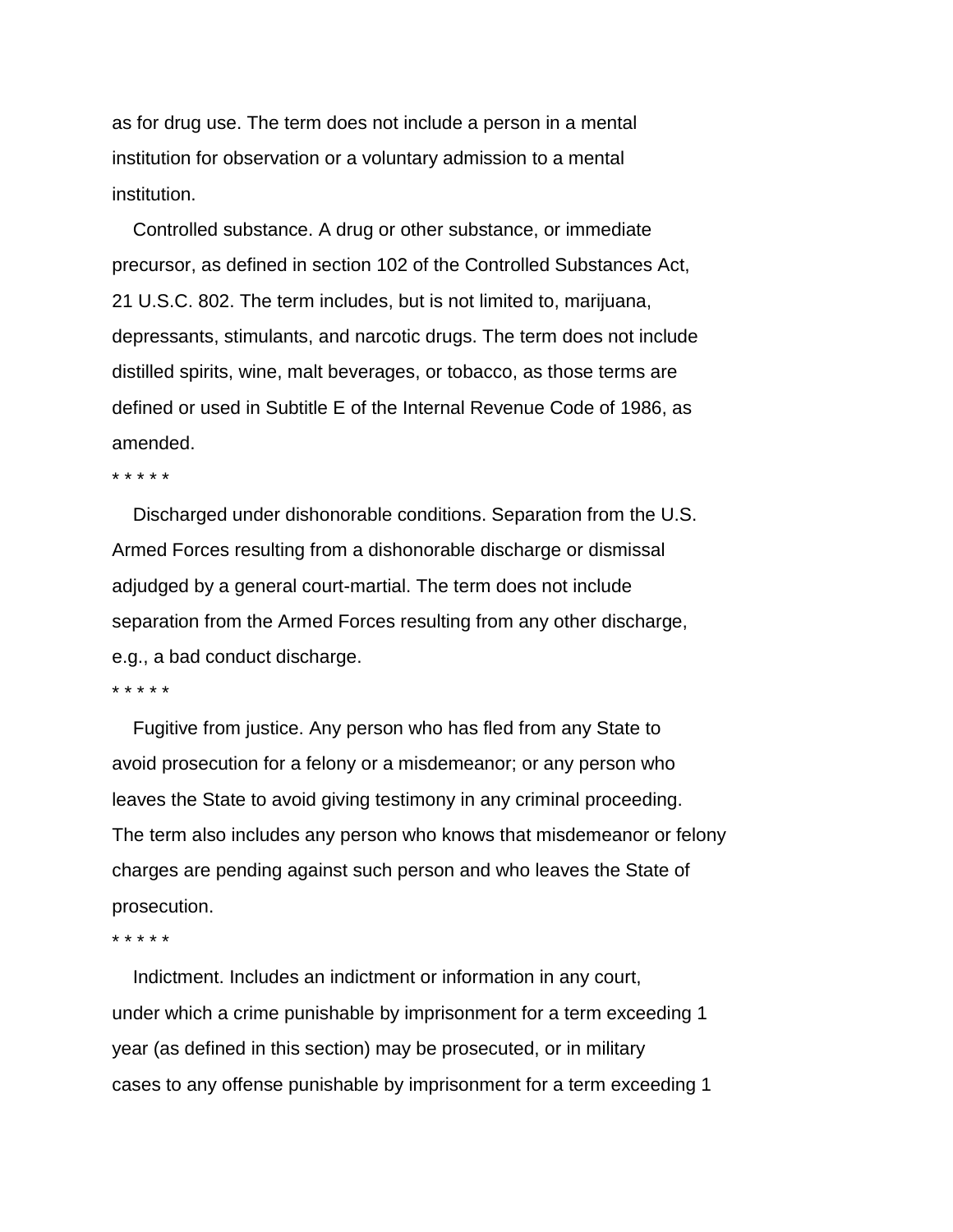as for drug use. The term does not include a person in a mental institution for observation or a voluntary admission to a mental institution.

Controlled substance. A drug or other substance, or immediate precursor, as defined in section 102 of the Controlled Substances Act, 21 U.S.C. 802. The term includes, but is not limited to, marijuana, depressants, stimulants, and narcotic drugs. The term does not include distilled spirits, wine, malt beverages, or tobacco, as those terms are defined or used in Subtitle E of the Internal Revenue Code of 1986, as amended.

* * * * *

Discharged under dishonorable conditions. Separation from the U.S. Armed Forces resulting from a dishonorable discharge or dismissal adjudged by a general court-martial. The term does not include separation from the Armed Forces resulting from any other discharge, e.g., a bad conduct discharge.

* * * * *

Fugitive from justice. Any person who has fled from any State to avoid prosecution for a felony or a misdemeanor; or any person who leaves the State to avoid giving testimony in any criminal proceeding. The term also includes any person who knows that misdemeanor or felony charges are pending against such person and who leaves the State of prosecution.

* * * * *

Indictment. Includes an indictment or information in any court, under which a crime punishable by imprisonment for a term exceeding 1 year (as defined in this section) may be prosecuted, or in military cases to any offense punishable by imprisonment for a term exceeding 1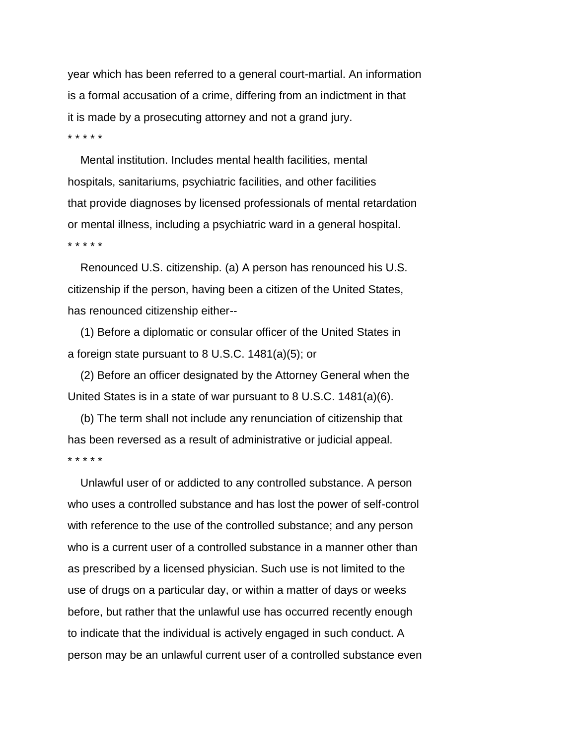year which has been referred to a general court-martial. An information is a formal accusation of a crime, differing from an indictment in that it is made by a prosecuting attorney and not a grand jury.

* * * * *

Mental institution. Includes mental health facilities, mental hospitals, sanitariums, psychiatric facilities, and other facilities that provide diagnoses by licensed professionals of mental retardation or mental illness, including a psychiatric ward in a general hospital.

* * * * *

Renounced U.S. citizenship. (a) A person has renounced his U.S. citizenship if the person, having been a citizen of the United States, has renounced citizenship either--

(1) Before a diplomatic or consular officer of the United States in a foreign state pursuant to 8 U.S.C. 1481(a)(5); or

(2) Before an officer designated by the Attorney General when the United States is in a state of war pursuant to 8 U.S.C. 1481(a)(6).

(b) The term shall not include any renunciation of citizenship that has been reversed as a result of administrative or judicial appeal.

* * * * *

Unlawful user of or addicted to any controlled substance. A person who uses a controlled substance and has lost the power of self-control with reference to the use of the controlled substance; and any person who is a current user of a controlled substance in a manner other than as prescribed by a licensed physician. Such use is not limited to the use of drugs on a particular day, or within a matter of days or weeks before, but rather that the unlawful use has occurred recently enough to indicate that the individual is actively engaged in such conduct. A person may be an unlawful current user of a controlled substance even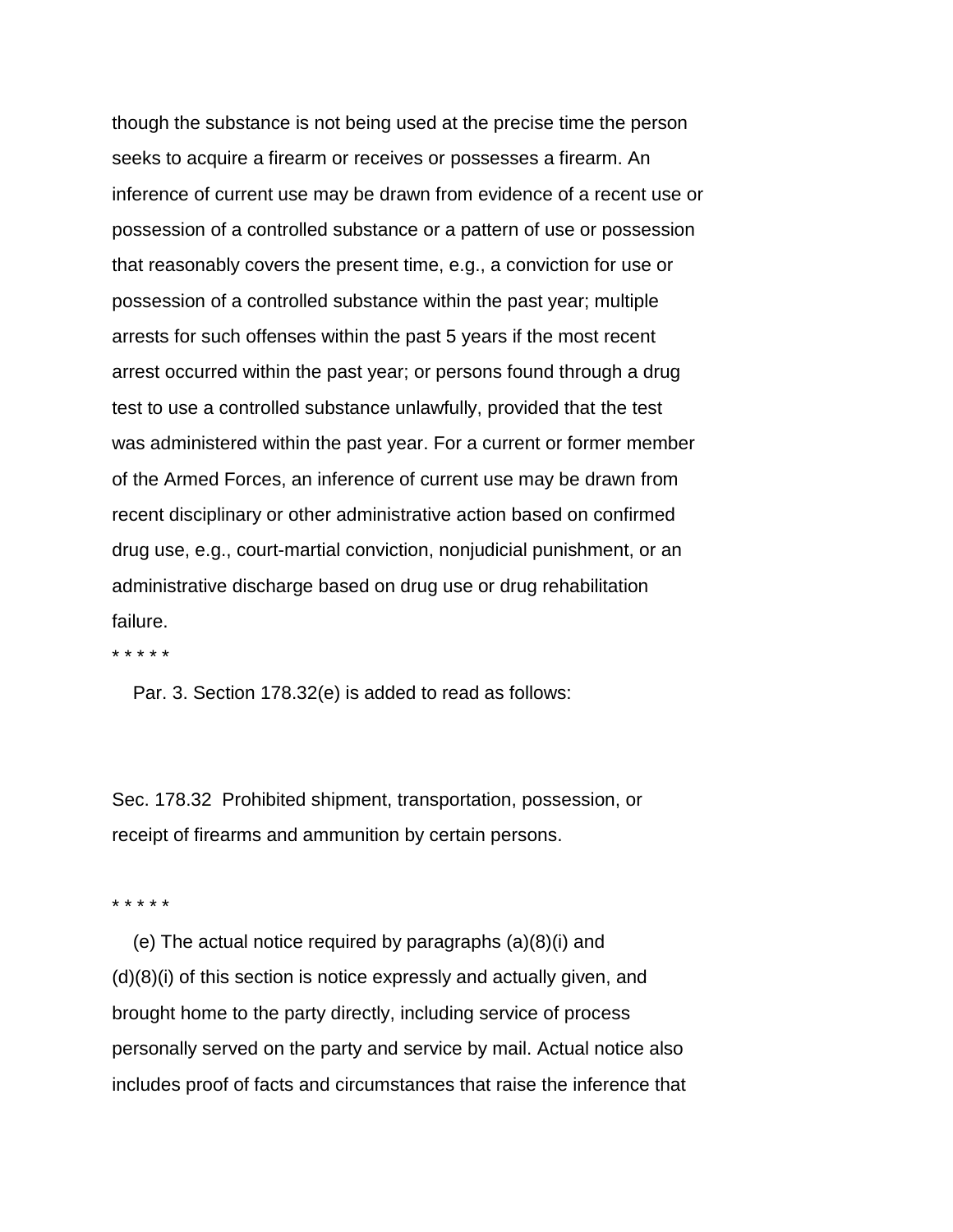though the substance is not being used at the precise time the person seeks to acquire a firearm or receives or possesses a firearm. An inference of current use may be drawn from evidence of a recent use or possession of a controlled substance or a pattern of use or possession that reasonably covers the present time, e.g., a conviction for use or possession of a controlled substance within the past year; multiple arrests for such offenses within the past 5 years if the most recent arrest occurred within the past year; or persons found through a drug test to use a controlled substance unlawfully, provided that the test was administered within the past year. For a current or former member of the Armed Forces, an inference of current use may be drawn from recent disciplinary or other administrative action based on confirmed drug use, e.g., court-martial conviction, nonjudicial punishment, or an administrative discharge based on drug use or drug rehabilitation failure.

* * * * *

Par. 3. Section 178.32(e) is added to read as follows:

Sec. 178.32 Prohibited shipment, transportation, possession, or receipt of firearms and ammunition by certain persons.

* * * * *

(e) The actual notice required by paragraphs (a)(8)(i) and (d)(8)(i) of this section is notice expressly and actually given, and brought home to the party directly, including service of process personally served on the party and service by mail. Actual notice also includes proof of facts and circumstances that raise the inference that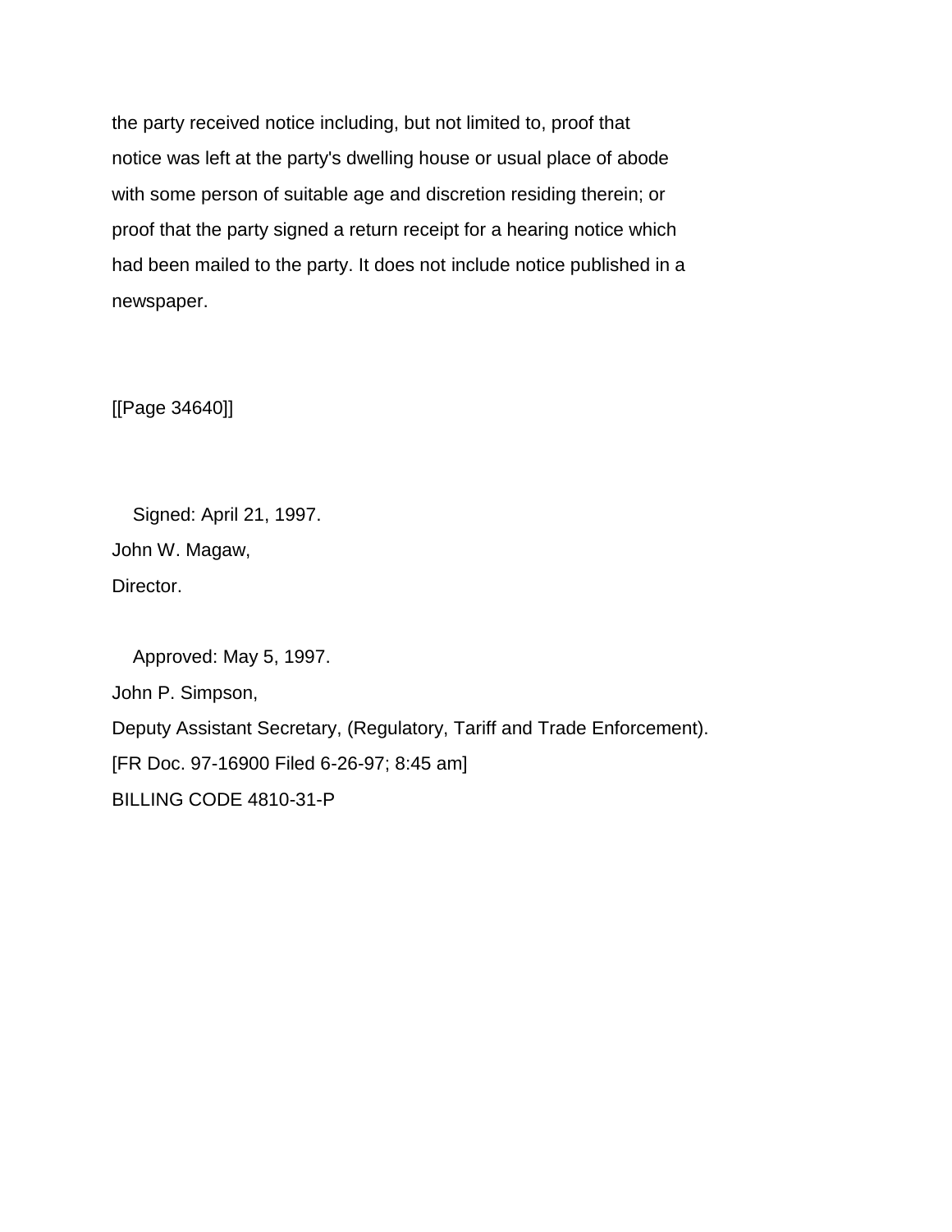the party received notice including, but not limited to, proof that notice was left at the party's dwelling house or usual place of abode with some person of suitable age and discretion residing therein; or proof that the party signed a return receipt for a hearing notice which had been mailed to the party. It does not include notice published in a newspaper.

[[Page 34640]]

Signed: April 21, 1997.
John W. Magaw,
Director.

Approved: May 5, 1997.
John P. Simpson,
Deputy Assistant Secretary, (Regulatory, Tariff and Trade Enforcement).
[FR Doc. 97-16900 Filed 6-26-97; 8:45 am]
BILLING CODE 4810-31-P